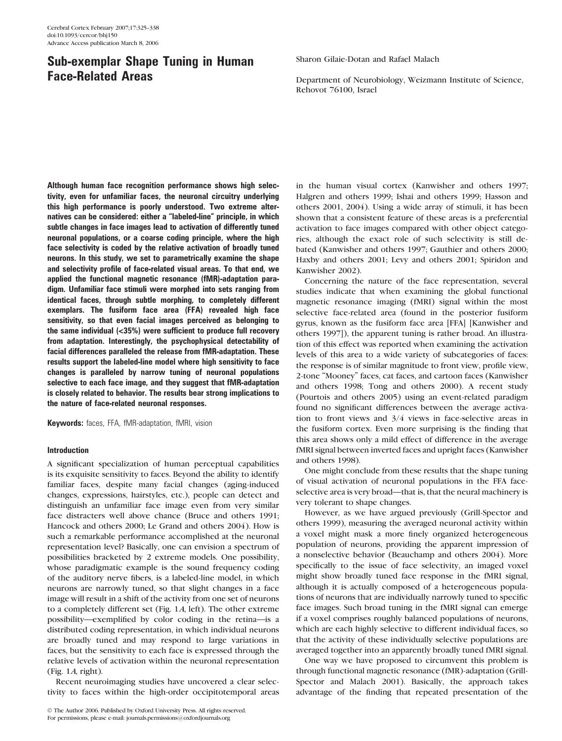# Sub-exemplar Shape Tuning in Human Face-Related Areas

Sharon Gilaie-Dotan and Rafael Malach

Department of Neurobiology, Weizmann Institute of Science, Rehovot 76100, Israel

**Although human face recognition performance shows high selectivity, even for unfamiliar faces, the neuronal circuitry underlying this high performance is poorly understood. Two extreme alternatives can be considered: either a "labeled-line" principle, in which subtle changes in face images lead to activation of differently tuned neuronal populations, or a coarse coding principle, where the high face selectivity is coded by the relative activation of broadly tuned neurons. In this study, we set to parametrically examine the shape and selectivity profile of face-related visual areas. To that end, we applied the functional magnetic resonance (fMR)-adaptation paradigm. Unfamiliar face stimuli were morphed into sets ranging from identical faces, through subtle morphing, to completely different exemplars. The fusiform face area (FFA) revealed high face sensitivity, so that even facial images perceived as belonging to the same individual (<35%) were sufficient to produce full recovery from adaptation. Interestingly, the psychophysical detectability of facial differences paralleled the release from fMR-adaptation. These results support the labeled-line model where high sensitivity to face changes is paralleled by narrow tuning of neuronal populations selective to each face image, and they suggest that fMR-adaptation is closely related to behavior. The results bear strong implications to the nature of face-related neuronal responses.**

**Keywords:** faces, FFA, fMR-adaptation, fMRI, vision

## Introduction

A significant specialization of human perceptual capabilities is its exquisite sensitivity to faces. Beyond the ability to identify familiar faces, despite many facial changes (aging-induced changes, expressions, hairstyles, etc.), people can detect and distinguish an unfamiliar face image even from very similar face distracters well above chance (Bruce and others 1991; Hancock and others 2000; Le Grand and others 2004). How is such a remarkable performance accomplished at the neuronal representation level? Basically, one can envision a spectrum of possibilities bracketed by 2 extreme models. One possibility, whose paradigmatic example is the sound frequency coding of the auditory nerve fibers, is a labeled-line model, in which neurons are narrowly tuned, so that slight changes in a face image will result in a shift of the activity from one set of neurons to a completely different set (Fig. 1*A*, left). The other extreme possibility—exemplified by color coding in the retina—is a distributed coding representation, in which individual neurons are broadly tuned and may respond to large variations in faces, but the sensitivity to each face is expressed through the relative levels of activation within the neuronal representation (Fig. 1*A*, right).

Recent neuroimaging studies have uncovered a clear selectivity to faces within the high-order occipitotemporal areas in the human visual cortex (Kanwisher and others 1997; Halgren and others 1999; Ishai and others 1999; Hasson and others 2001, 2004). Using a wide array of stimuli, it has been shown that a consistent feature of these areas is a preferential activation to face images compared with other object categories, although the exact role of such selectivity is still debated (Kanwisher and others 1997; Gauthier and others 2000; Haxby and others 2001; Levy and others 2001; Spiridon and Kanwisher 2002).

Concerning the nature of the face representation, several studies indicate that when examining the global functional magnetic resonance imaging (fMRI) signal within the most selective face-related area (found in the posterior fusiform gyrus, known as the fusiform face area [FFA] [Kanwisher and others 1997]), the apparent tuning is rather broad. An illustration of this effect was reported when examining the activation levels of this area to a wide variety of subcategories of faces: the response is of similar magnitude to front view, profile view, 2-tone "Mooney" faces, cat faces, and cartoon faces (Kanwisher and others 1998; Tong and others 2000). A recent study (Pourtois and others 2005) using an event-related paradigm found no significant differences between the average activation to front views and 3/4 views in face-selective areas in the fusiform cortex. Even more surprising is the finding that this area shows only a mild effect of difference in the average fMRI signal between inverted faces and upright faces (Kanwisher and others 1998).

One might conclude from these results that the shape tuning of visual activation of neuronal populations in the FFA face-selective area is very broad—that is, that the neural machinery is very tolerant to shape changes.

However, as we have argued previously (Grill-Spector and others 1999), measuring the averaged neuronal activity within a voxel might mask a more finely organized heterogeneous population of neurons, providing the apparent impression of a nonselective behavior (Beauchamp and others 2004). More specifically to the issue of face selectivity, an imaged voxel might show broadly tuned face response in the fMRI signal, although it is actually composed of a heterogeneous populations of neurons that are individually narrowly tuned to specific face images. Such broad tuning in the fMRI signal can emerge if a voxel comprises roughly balanced populations of neurons, which are each highly selective to different individual faces, so that the activity of these individually selective populations are averaged together into an apparently broadly tuned fMRI signal.

One way we have proposed to circumvent this problem is through functional magnetic resonance (fMR)-adaptation (Grill-Spector and Malach 2001). Basically, the approach takes advantage of the finding that repeated presentation of the

© The Author 2006. Published by Oxford University Press. All rights reserved.
For permissions, please e-mail: journals.permissions@oxfordjournals.org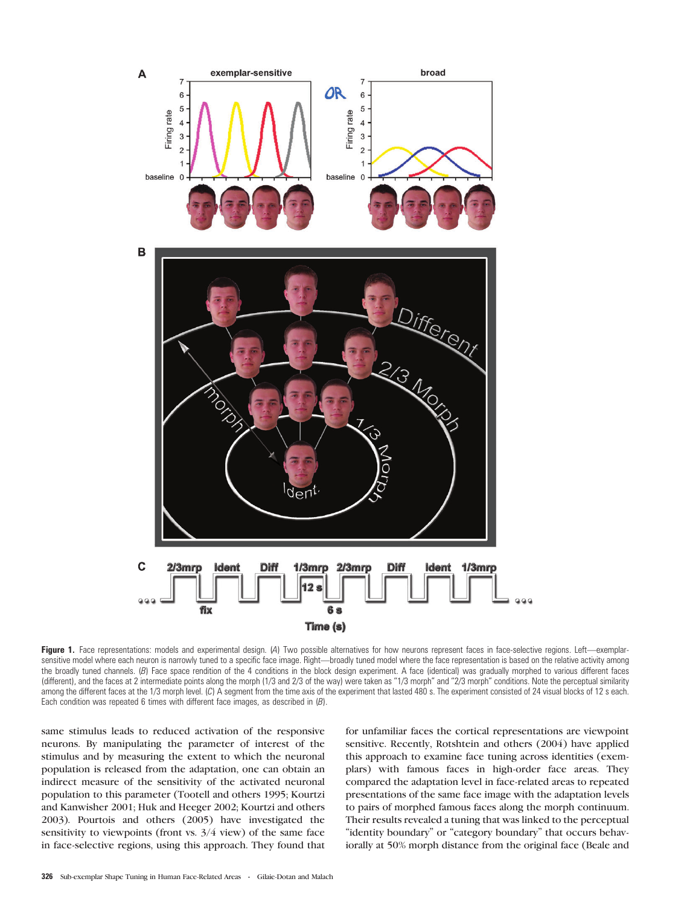**Figure 1.** Face representations: models and experimental design. (*A*) Two possible alternatives for how neurons represent faces in face-selective regions. Left—exemplar-sensitive model where each neuron is narrowly tuned to a specific face image. Right—broadly tuned model where the face representation is based on the relative activity among the broadly tuned channels. (*B*) Face space rendition of the 4 conditions in the block design experiment. A face (identical) was gradually morphed to various different faces (different), and the faces at 2 intermediate points along the morph (1/3 and 2/3 of the way) were taken as "1/3 morph" and "2/3 morph" conditions. Note the perceptual similarity among the different faces at the 1/3 morph level. (*C*) A segment from the time axis of the experiment that lasted 480 s. The experiment consisted of 24 visual blocks of 12 s each. Each condition was repeated 6 times with different face images, as described in (*B*).

same stimulus leads to reduced activation of the responsive neurons. By manipulating the parameter of interest of the stimulus and by measuring the extent to which the neuronal population is released from the adaptation, one can obtain an indirect measure of the sensitivity of the activated neuronal population to this parameter (Tootell and others 1995; Kourtzi and Kanwisher 2001; Huk and Heeger 2002; Kourtzi and others 2003). Pourtois and others (2005) have investigated the sensitivity to viewpoints (front vs. 3/4 view) of the same face in face-selective regions, using this approach. They found that for unfamiliar faces the cortical representations are viewpoint sensitive. Recently, Rotshtein and others (2004) have applied this approach to examine face tuning across identities (exemplars) with famous faces in high-order face areas. They compared the adaptation level in face-related areas to repeated presentations of the same face image with the adaptation levels to pairs of morphed famous faces along the morph continuum. Their results revealed a tuning that was linked to the perceptual "identity boundary" or "category boundary" that occurs behaviorally at 50% morph distance from the original face (Beale and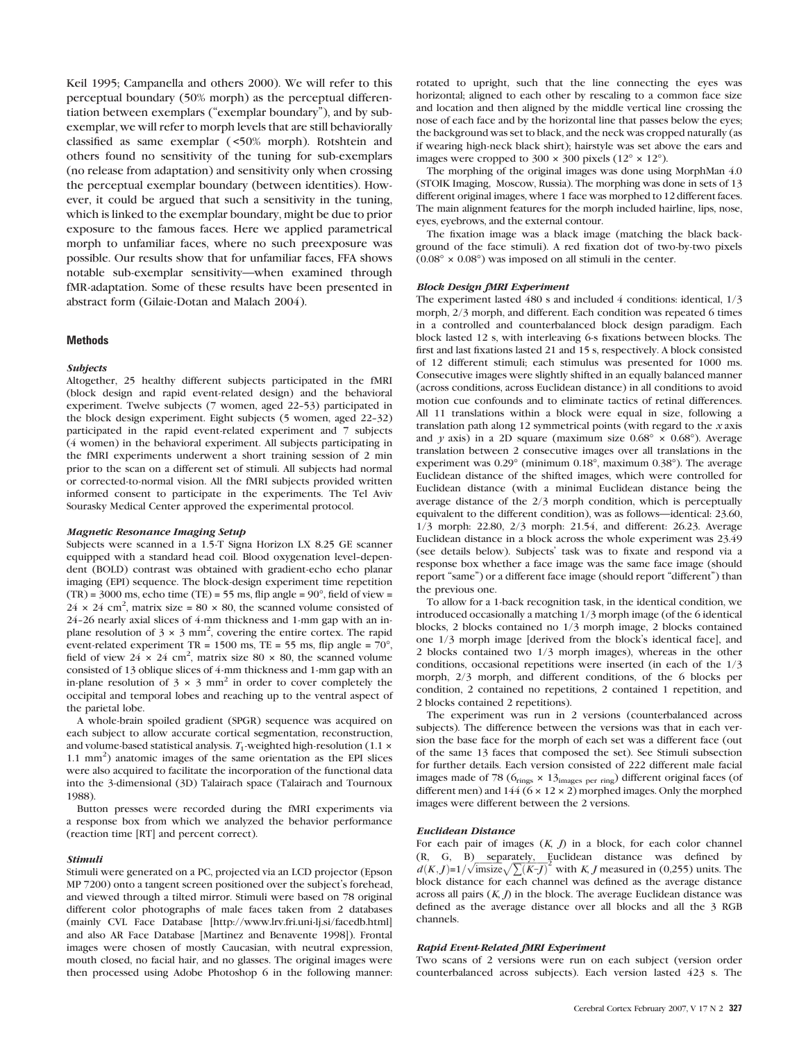Keil 1995; Campanella and others 2000). We will refer to this perceptual boundary (50% morph) as the perceptual differentiation between exemplars ("exemplar boundary"), and by sub-exemplar, we will refer to morph levels that are still behaviorally classified as same exemplar (<50% morph). Rotshtein and others found no sensitivity of the tuning for sub-exemplars (no release from adaptation) and sensitivity only when crossing the perceptual exemplar boundary (between identities). However, it could be argued that such a sensitivity in the tuning, which is linked to the exemplar boundary, might be due to prior exposure to the famous faces. Here we applied parametrical morph to unfamiliar faces, where no such preexposure was possible. Our results show that for unfamiliar faces, FFA shows notable sub-exemplar sensitivity—when examined through fMR-adaptation. Some of these results have been presented in abstract form (Gilaie-Dotan and Malach 2004).

## Methods

### Subjects

Altogether, 25 healthy different subjects participated in the fMRI (block design and rapid event-related design) and the behavioral experiment. Twelve subjects (7 women, aged 22–53) participated in the block design experiment. Eight subjects (5 women, aged 22–32) participated in the rapid event-related experiment and 7 subjects (4 women) in the behavioral experiment. All subjects participating in the fMRI experiments underwent a short training session of 2 min prior to the scan on a different set of stimuli. All subjects had normal or corrected-to-normal vision. All the fMRI subjects provided written informed consent to participate in the experiments. The Tel Aviv Sourasky Medical Center approved the experimental protocol.

### Magnetic Resonance Imaging Setup

Subjects were scanned in a 1.5-T Signa Horizon LX 8.25 GE scanner equipped with a standard head coil. Blood oxygenation level–dependent (BOLD) contrast was obtained with gradient-echo echo planar imaging (EPI) sequence. The block-design experiment time repetition (TR) = 3000 ms, echo time (TE) = 55 ms, flip angle = 90°, field of view = $24 \times 24$ cm$^2$, matrix size = $80 \times 80$, the scanned volume consisted of 24–26 nearly axial slices of 4-mm thickness and 1-mm gap with an in-plane resolution of $3 \times 3$ mm$^2$, covering the entire cortex. The rapid event-related experiment TR = 1500 ms, TE = 55 ms, flip angle = 70°, field of view $24 \times 24$ cm$^2$, matrix size $80 \times 80$, the scanned volume consisted of 13 oblique slices of 4-mm thickness and 1-mm gap with an in-plane resolution of $3 \times 3$ mm$^2$ in order to cover completely the occipital and temporal lobes and reaching up to the ventral aspect of the parietal lobe.

A whole-brain spoiled gradient (SPGR) sequence was acquired on each subject to allow accurate cortical segmentation, reconstruction, and volume-based statistical analysis. $T_1$-weighted high-resolution ($1.1 \times 1.1$ mm$^2$) anatomic images of the same orientation as the EPI slices were also acquired to facilitate the incorporation of the functional data into the 3-dimensional (3D) Talairach space (Talairach and Tournoux 1988).

Button presses were recorded during the fMRI experiments via a response box from which we analyzed the behavior performance (reaction time [RT] and percent correct).

### Stimuli

Stimuli were generated on a PC, projected via an LCD projector (Epson MP 7200) onto a tangent screen positioned over the subject's forehead, and viewed through a tilted mirror. Stimuli were based on 78 original different color photographs of male faces taken from 2 databases (mainly CVL Face Database [http://www.lrv.fri.uni-lj.si/facedb.html] and also AR Face Database [Martinez and Benavente 1998]). Frontal images were chosen of mostly Caucasian, with neutral expression, mouth closed, no facial hair, and no glasses. The original images were then processed using Adobe Photoshop 6 in the following manner: rotated to upright, such that the line connecting the eyes was horizontal; aligned to each other by rescaling to a common face size and location and then aligned by the middle vertical line crossing the nose of each face and by the horizontal line that passes below the eyes; the background was set to black, and the neck was cropped naturally (as if wearing high-neck black shirt); hairstyle was set above the ears and images were cropped to $300 \times 300$ pixels ($12° \times 12°$).

The morphing of the original images was done using MorphMan 4.0 (STOIK Imaging, Moscow, Russia). The morphing was done in sets of 13 different original images, where 1 face was morphed to 12 different faces. The main alignment features for the morph included hairline, lips, nose, eyes, eyebrows, and the external contour.

The fixation image was a black image (matching the black background of the face stimuli). A red fixation dot of two-by-two pixels ($0.08° \times 0.08°$) was imposed on all stimuli in the center.

### Block Design fMRI Experiment

The experiment lasted 480 s and included 4 conditions: identical, 1/3 morph, 2/3 morph, and different. Each condition was repeated 6 times in a controlled and counterbalanced block design paradigm. Each block lasted 12 s, with interleaving 6-s fixations between blocks. The first and last fixations lasted 21 and 15 s, respectively. A block consisted of 12 different stimuli; each stimulus was presented for 1000 ms. Consecutive images were slightly shifted in an equally balanced manner (across conditions, across Euclidean distance) in all conditions to avoid motion cue confounds and to eliminate tactics of retinal differences. All 11 translations within a block were equal in size, following a translation path along 12 symmetrical points (with regard to the *x* axis and *y* axis) in a 2D square (maximum size $0.68° \times 0.68°$). Average translation between 2 consecutive images over all translations in the experiment was 0.29° (minimum 0.18°, maximum 0.38°). The average Euclidean distance of the shifted images, which were controlled for Euclidean distance (with a minimal Euclidean distance being the average distance of the 2/3 morph condition, which is perceptually equivalent to the different condition), was as follows—identical: 23.60, 1/3 morph: 22.80, 2/3 morph: 21.54, and different: 26.23. Average Euclidean distance in a block across the whole experiment was 23.49 (see details below). Subjects' task was to fixate and respond via a response box whether a face image was the same face image (should report "same") or a different face image (should report "different") than the previous one.

To allow for a 1-back recognition task, in the identical condition, we introduced occasionally a matching 1/3 morph image (of the 6 identical blocks, 2 blocks contained no 1/3 morph image, 2 blocks contained one 1/3 morph image [derived from the block's identical face], and 2 blocks contained two 1/3 morph images), whereas in the other conditions, occasional repetitions were inserted (in each of the 1/3 morph, 2/3 morph, and different conditions, of the 6 blocks per condition, 2 contained no repetitions, 2 contained 1 repetition, and 2 blocks contained 2 repetitions).

The experiment was run in 2 versions (counterbalanced across subjects). The difference between the versions was that in each version the base face for the morph of each set was a different face (out of the same 13 faces that composed the set). See Stimuli subsection for further details. Each version consisted of 222 different male facial images made of 78 ($6_{\text{rings}} \times 13_{\text{images per ring}}$) different original faces (of different men) and 144 ($6 \times 12 \times 2$) morphed images. Only the morphed images were different between the 2 versions.

### Euclidean Distance

For each pair of images (*K*, *J*) in a block, for each color channel (R, G, B) separately, Euclidean distance was defined by $d(K,J)=1/\sqrt{\text{imsize}}\sqrt{\sum(K-J)^2}$ with *K*, *J* measured in (0,255) units. The block distance for each channel was defined as the average distance across all pairs (*K*, *J*) in the block. The average Euclidean distance was defined as the average distance over all blocks and all the 3 RGB channels.

### Rapid Event-Related fMRI Experiment

Two scans of 2 versions were run on each subject (version order counterbalanced across subjects). Each version lasted 423 s. The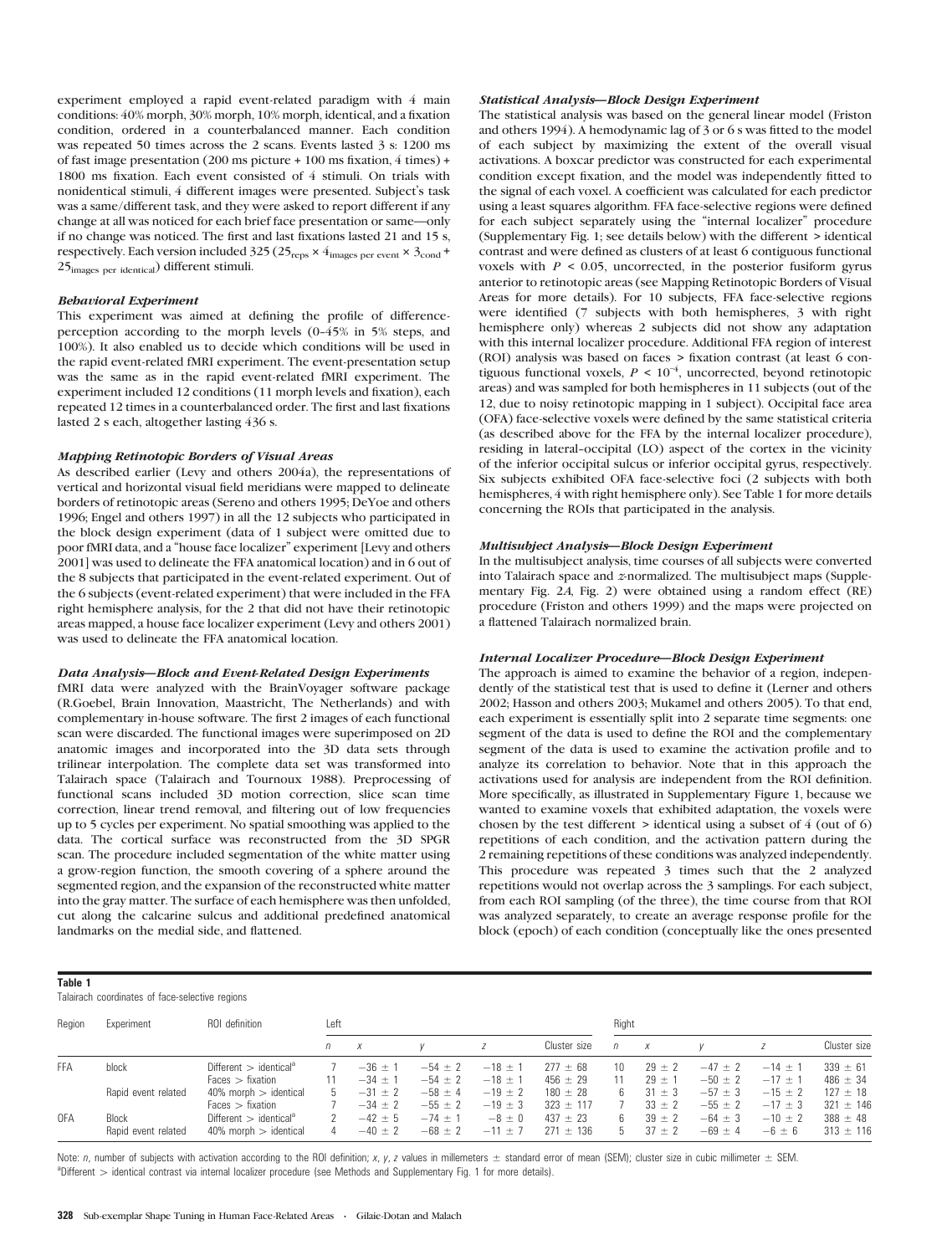experiment employed a rapid event-related paradigm with 4 main conditions: 40% morph, 30% morph, 10% morph, identical, and a fixation condition, ordered in a counterbalanced manner. Each condition was repeated 50 times across the 2 scans. Events lasted 3 s: 1200 ms of fast image presentation (200 ms picture + 100 ms fixation, 4 times) + 1800 ms fixation. Each event consisted of 4 stimuli. On trials with nonidentical stimuli, 4 different images were presented. Subject's task was a same/different task, and they were asked to report different if any change at all was noticed for each brief face presentation or same—only if no change was noticed. The first and last fixations lasted 21 and 15 s, respectively. Each version included 325 ($25_{\text{reps}} \times 4_{\text{images per event}} \times 3_{\text{cond}} + 25_{\text{images per identical}}$) different stimuli.

### *Behavioral Experiment*

This experiment was aimed at defining the profile of difference-perception according to the morph levels (0–45% in 5% steps, and 100%). It also enabled us to decide which conditions will be used in the rapid event-related fMRI experiment. The event-presentation setup was the same as in the rapid event-related fMRI experiment. The experiment included 12 conditions (11 morph levels and fixation), each repeated 12 times in a counterbalanced order. The first and last fixations lasted 2 s each, altogether lasting 436 s.

### *Mapping Retinotopic Borders of Visual Areas*

As described earlier (Levy and others 2004a), the representations of vertical and horizontal visual field meridians were mapped to delineate borders of retinotopic areas (Sereno and others 1995; DeYoe and others 1996; Engel and others 1997) in all the 12 subjects who participated in the block design experiment (data of 1 subject were omitted due to poor fMRI data, and a "house face localizer" experiment [Levy and others 2001] was used to delineate the FFA anatomical location) and in 6 out of the 8 subjects that participated in the event-related experiment. Out of the 6 subjects (event-related experiment) that were included in the FFA right hemisphere analysis, for the 2 that did not have their retinotopic areas mapped, a house face localizer experiment (Levy and others 2001) was used to delineate the FFA anatomical location.

### *Data Analysis—Block and Event-Related Design Experiments*

fMRI data were analyzed with the BrainVoyager software package (R.Goebel, Brain Innovation, Maastricht, The Netherlands) and with complementary in-house software. The first 2 images of each functional scan were discarded. The functional images were superimposed on 2D anatomic images and incorporated into the 3D data sets through trilinear interpolation. The complete data set was transformed into Talairach space (Talairach and Tournoux 1988). Preprocessing of functional scans included 3D motion correction, slice scan time correction, linear trend removal, and filtering out of low frequencies up to 5 cycles per experiment. No spatial smoothing was applied to the data. The cortical surface was reconstructed from the 3D SPGR scan. The procedure included segmentation of the white matter using a grow-region function, the smooth covering of a sphere around the segmented region, and the expansion of the reconstructed white matter into the gray matter. The surface of each hemisphere was then unfolded, cut along the calcarine sulcus and additional predefined anatomical landmarks on the medial side, and flattened.

### *Statistical Analysis—Block Design Experiment*

The statistical analysis was based on the general linear model (Friston and others 1994). A hemodynamic lag of 3 or 6 s was fitted to the model of each subject by maximizing the extent of the overall visual activations. A boxcar predictor was constructed for each experimental condition except fixation, and the model was independently fitted to the signal of each voxel. A coefficient was calculated for each predictor using a least squares algorithm. FFA face-selective regions were defined for each subject separately using the "internal localizer" procedure (Supplementary Fig. 1; see details below) with the different > identical contrast and were defined as clusters of at least 6 contiguous functional voxels with $P < 0.05$, uncorrected, in the posterior fusiform gyrus anterior to retinotopic areas (see Mapping Retinotopic Borders of Visual Areas for more details). For 10 subjects, FFA face-selective regions were identified (7 subjects with both hemispheres, 3 with right hemisphere only) whereas 2 subjects did not show any adaptation with this internal localizer procedure. Additional FFA region of interest (ROI) analysis was based on faces > fixation contrast (at least 6 contiguous functional voxels, $P < 10^{-4}$, uncorrected, beyond retinotopic areas) and was sampled for both hemispheres in 11 subjects (out of the 12, due to noisy retinotopic mapping in 1 subject). Occipital face area (OFA) face-selective voxels were defined by the same statistical criteria (as described above for the FFA by the internal localizer procedure), residing in lateral–occipital (LO) aspect of the cortex in the vicinity of the inferior occipital sulcus or inferior occipital gyrus, respectively. Six subjects exhibited OFA face-selective foci (2 subjects with both hemispheres, 4 with right hemisphere only). See Table 1 for more details concerning the ROIs that participated in the analysis.

### *Multisubject Analysis—Block Design Experiment*

In the multisubject analysis, time courses of all subjects were converted into Talairach space and *z*-normalized. The multisubject maps (Supplementary Fig. 2*A*, Fig. 2) were obtained using a random effect (RE) procedure (Friston and others 1999) and the maps were projected on a flattened Talairach normalized brain.

### *Internal Localizer Procedure—Block Design Experiment*

The approach is aimed to examine the behavior of a region, independently of the statistical test that is used to define it (Lerner and others 2002; Hasson and others 2003; Mukamel and others 2005). To that end, each experiment is essentially split into 2 separate time segments: one segment of the data is used to define the ROI and the complementary segment of the data is used to examine the activation profile and to analyze its correlation to behavior. Note that in this approach the activations used for analysis are independent from the ROI definition. More specifically, as illustrated in Supplementary Figure 1, because we wanted to examine voxels that exhibited adaptation, the voxels were chosen by the test different > identical using a subset of 4 (out of 6) repetitions of each condition, and the activation pattern during the 2 remaining repetitions of these conditions was analyzed independently. This procedure was repeated 3 times such that the 2 analyzed repetitions would not overlap across the 3 samplings. For each subject, from each ROI sampling (of the three), the time course from that ROI was analyzed separately, to create an average response profile for the block (epoch) of each condition (conceptually like the ones presented

**Table 1**
Talairach coordinates of face-selective regions

| Region | Experiment | ROI definition | Left | | | | | Right | | | | |
|---|---|---|---|---|---|---|---|---|---|---|---|---|
| | | | *n* | *x* | *y* | *z* | Cluster size | *n* | *x* | *y* | *z* | Cluster size |
| FFA | block | Different > identical[a] | 7 | −36 ± 1 | −54 ± 2 | −18 ± 1 | 277 ± 68 | 10 | 29 ± 2 | −47 ± 2 | −14 ± 1 | 339 ± 61 |
| | | Faces > fixation | 11 | −34 ± 1 | −54 ± 2 | −18 ± 1 | 456 ± 29 | 11 | 29 ± 1 | −50 ± 2 | −17 ± 1 | 486 ± 34 |
| | Rapid event related | 40% morph > identical | 5 | −31 ± 2 | −58 ± 4 | −19 ± 2 | 180 ± 28 | 6 | 31 ± 3 | −57 ± 3 | −15 ± 2 | 127 ± 18 |
| | | Faces > fixation | 7 | −34 ± 2 | −55 ± 2 | −19 ± 3 | 323 ± 117 | 7 | 33 ± 2 | −55 ± 2 | −17 ± 3 | 321 ± 146 |
| OFA | Block | Different > identical[a] | 2 | −42 ± 5 | −74 ± 1 | −8 ± 0 | 437 ± 23 | 6 | 39 ± 2 | −64 ± 3 | −10 ± 2 | 388 ± 48 |
| | Rapid event related | 40% morph > identical | 4 | −40 ± 2 | −68 ± 2 | −11 ± 7 | 271 ± 136 | 5 | 37 ± 2 | −69 ± 4 | −6 ± 6 | 313 ± 116 |

Note: *n*, number of subjects with activation according to the ROI definition; *x*, *y*, *z* values in millemeters ± standard error of mean (SEM); cluster size in cubic millimeter ± SEM.
[a]Different > identical contrast via internal localizer procedure (see Methods and Supplementary Fig. 1 for more details).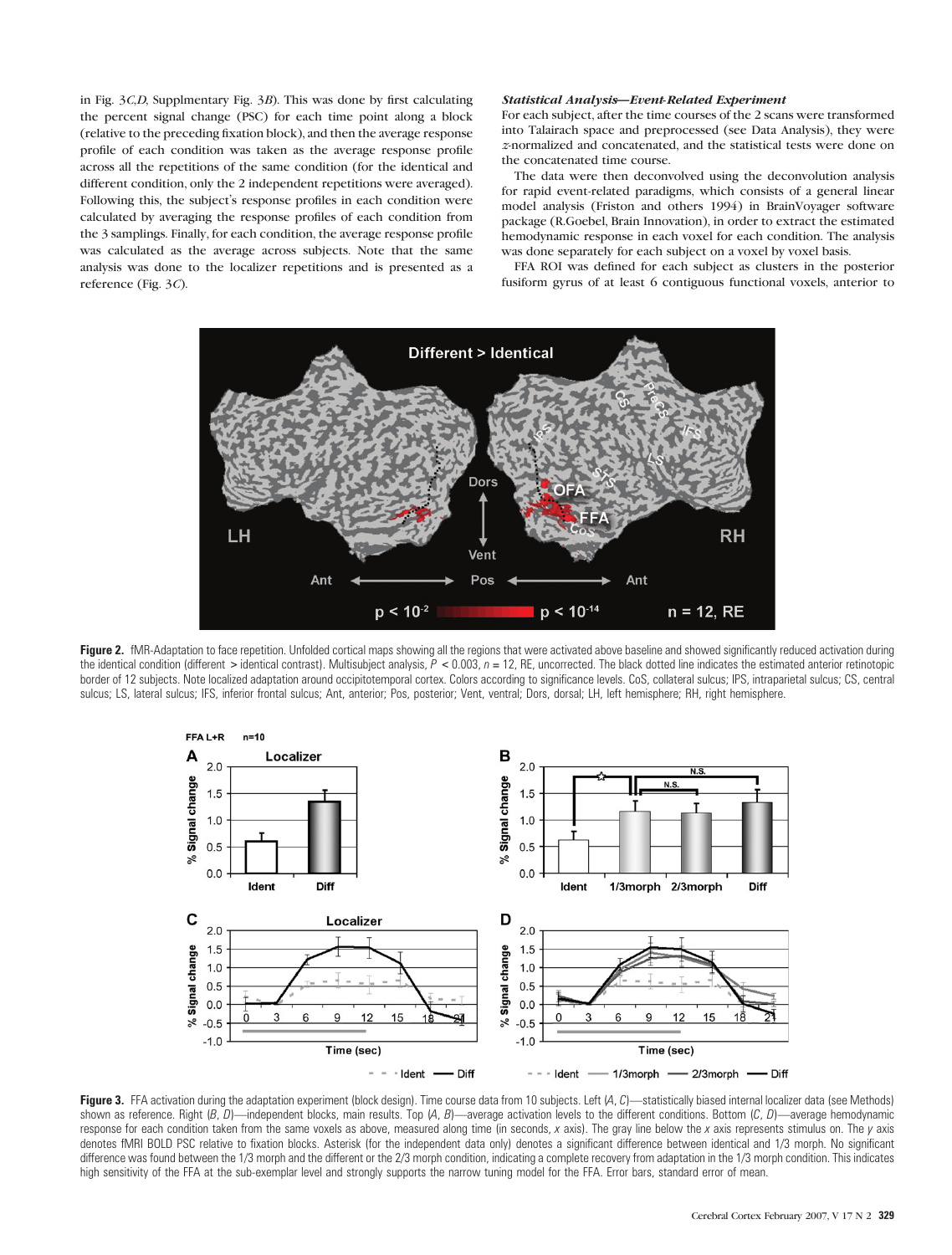in Fig. 3*C,D*, Supplmentary Fig. 3*B*). This was done by first calculating the percent signal change (PSC) for each time point along a block (relative to the preceding fixation block), and then the average response profile of each condition was taken as the average response profile across all the repetitions of the same condition (for the identical and different condition, only the 2 independent repetitions were averaged). Following this, the subject's response profiles in each condition were calculated by averaging the response profiles of each condition from the 3 samplings. Finally, for each condition, the average response profile was calculated as the average across subjects. Note that the same analysis was done to the localizer repetitions and is presented as a reference (Fig. 3*C*).

### *Statistical Analysis—Event-Related Experiment*

For each subject, after the time courses of the 2 scans were transformed into Talairach space and preprocessed (see Data Analysis), they were *z*-normalized and concatenated, and the statistical tests were done on the concatenated time course.

The data were then deconvolved using the deconvolution analysis for rapid event-related paradigms, which consists of a general linear model analysis (Friston and others 1994) in BrainVoyager software package (R.Goebel, Brain Innovation), in order to extract the estimated hemodynamic response in each voxel for each condition. The analysis was done separately for each subject on a voxel by voxel basis.

FFA ROI was defined for each subject as clusters in the posterior fusiform gyrus of at least 6 contiguous functional voxels, anterior to

**Figure 2.** fMR-Adaptation to face repetition. Unfolded cortical maps showing all the regions that were activated above baseline and showed significantly reduced activation during the identical condition (different > identical contrast). Multisubject analysis, $P < 0.003$, $n = 12$, RE, uncorrected. The black dotted line indicates the estimated anterior retinotopic border of 12 subjects. Note localized adaptation around occipitotemporal cortex. Colors according to significance levels. CoS, collateral sulcus; IPS, intraparietal sulcus; CS, central sulcus; LS, lateral sulcus; IFS, inferior frontal sulcus; Ant, anterior; Pos, posterior; Vent, ventral; Dors, dorsal; LH, left hemisphere; RH, right hemisphere.

**Figure 3.** FFA activation during the adaptation experiment (block design). Time course data from 10 subjects. Left (*A*, *C*)—statistically biased internal localizer data (see Methods) shown as reference. Right (*B*, *D*)—independent blocks, main results. Top (*A*, *B*)—average activation levels to the different conditions. Bottom (*C*, *D*)—average hemodynamic response for each condition taken from the same voxels as above, measured along time (in seconds, *x* axis). The gray line below the *x* axis represents stimulus on. The *y* axis denotes fMRI BOLD PSC relative to fixation blocks. Asterisk (for the independent data only) denotes a significant difference between identical and 1/3 morph. No significant difference was found between the 1/3 morph and the different or the 2/3 morph condition, indicating a complete recovery from adaptation in the 1/3 morph condition. This indicates high sensitivity of the FFA at the sub-exemplar level and strongly supports the narrow tuning model for the FFA. Error bars, standard error of mean.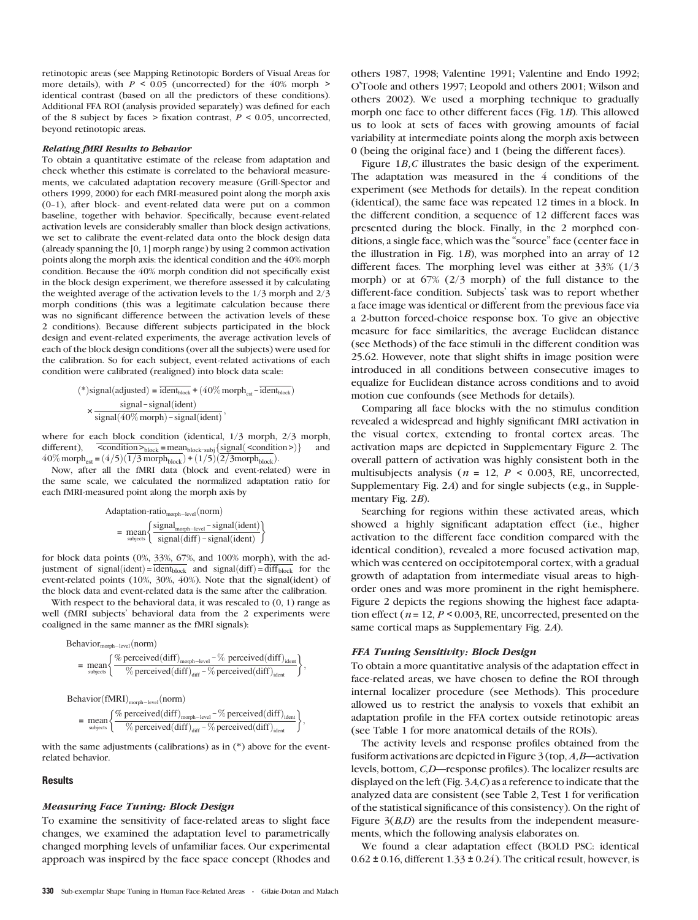retinotopic areas (see Mapping Retinotopic Borders of Visual Areas for more details), with $P < 0.05$ (uncorrected) for the 40% morph > identical contrast (based on all the predictors of these conditions). Additional FFA ROI (analysis provided separately) was defined for each of the 8 subject by faces > fixation contrast, $P < 0.05$, uncorrected, beyond retinotopic areas.

#### *Relating fMRI Results to Behavior*

To obtain a quantitative estimate of the release from adaptation and check whether this estimate is correlated to the behavioral measurements, we calculated adaptation recovery measure (Grill-Spector and others 1999, 2000) for each fMRI-measured point along the morph axis (0–1), after block- and event-related data were put on a common baseline, together with behavior. Specifically, because event-related activation levels are considerably smaller than block design activations, we set to calibrate the event-related data onto the block design data (already spanning the [0, 1] morph range) by using 2 common activation points along the morph axis: the identical condition and the 40% morph condition. Because the 40% morph condition did not specifically exist in the block design experiment, we therefore assessed it by calculating the weighted average of the activation levels to the 1/3 morph and 2/3 morph conditions (this was a legitimate calculation because there was no significant difference between the activation levels of these 2 conditions). Because different subjects participated in the block design and event-related experiments, the average activation levels of each of the block design conditions (over all the subjects) were used for the calibration. So for each subject, event-related activations of each condition were calibrated (realigned) into block data scale:

$$(*)\text{signal(adjusted)} = \overline{\text{ident}_{\text{block}}} + (40\%\,\text{morph}_{\text{est}} - \overline{\text{ident}_{\text{block}}}) \times \frac{\text{signal} - \text{signal(ident)}}{\text{signal}(40\%\,\text{morph}) - \text{signal(ident)}},$$

where for each block condition (identical, 1/3 morph, 2/3 morph, different), $\overline{\text{<condition>}_{\text{block}}} = \text{mean}_{\text{block-subj}}\{\text{signal(<condition>)}\}$ and $40\%\,\text{morph}_{\text{est}} = (4/5)(\overline{1/3\,\text{morph}_{\text{block}}}) + (1/5)(\overline{2/3\text{morph}_{\text{block}}})$.

Now, after all the fMRI data (block and event-related) were in the same scale, we calculated the normalized adaptation ratio for each fMRI-measured point along the morph axis by

$$\text{Adaptation-ratio}_{\text{morph-level}}(\text{norm}) = \underset{\text{subjects}}{\text{mean}}\left\{\frac{\text{signal}_{\text{morph-level}} - \text{signal(ident)}}{\text{signal(diff)} - \text{signal(ident)}}\right\}$$

for block data points (0%, 33%, 67%, and 100% morph), with the adjustment of $\text{signal(ident)} = \overline{\text{ident}_{\text{block}}}$ and $\text{signal(diff)} = \overline{\text{diff}_{\text{block}}}$ for the event-related points (10%, 30%, 40%). Note that the signal(ident) of the block data and event-related data is the same after the calibration.

With respect to the behavioral data, it was rescaled to (0, 1) range as well (fMRI subjects' behavioral data from the 2 experiments were coaligned in the same manner as the fMRI signals):

$$\text{Behavior}_{\text{morph-level}}(\text{norm}) = \underset{\text{subjects}}{\text{mean}}\left\{\frac{\%\,\text{perceived(diff)}_{\text{morph-level}} - \%\,\text{perceived(diff)}_{\text{ident}}}{\%\,\text{perceived(diff)}_{\text{diff}} - \%\,\text{perceived(diff)}_{\text{ident}}}\right\},$$

$$\text{Behavior(fMRI)}_{\text{morph-level}}(\text{norm}) = \underset{\text{subjects}}{\text{mean}}\left\{\frac{\%\,\text{perceived(diff)}_{\text{morph-level}} - \%\,\text{perceived(diff)}_{\text{ident}}}{\%\,\text{perceived(diff)}_{\text{diff}} - \%\,\text{perceived(diff)}_{\text{ident}}}\right\},$$

with the same adjustments (calibrations) as in (*) above for the event-related behavior.

## Results

#### *Measuring Face Tuning: Block Design*

To examine the sensitivity of face-related areas to slight face changes, we examined the adaptation level to parametrically changed morphing levels of unfamiliar faces. Our experimental approach was inspired by the face space concept (Rhodes and others 1987, 1998; Valentine 1991; Valentine and Endo 1992; O'Toole and others 1997; Leopold and others 2001; Wilson and others 2002). We used a morphing technique to gradually morph one face to other different faces (Fig. 1*B*). This allowed us to look at sets of faces with growing amounts of facial variability at intermediate points along the morph axis between 0 (being the original face) and 1 (being the different faces).

Figure 1*B,C* illustrates the basic design of the experiment. The adaptation was measured in the 4 conditions of the experiment (see Methods for details). In the repeat condition (identical), the same face was repeated 12 times in a block. In the different condition, a sequence of 12 different faces was presented during the block. Finally, in the 2 morphed conditions, a single face, which was the "source" face (center face in the illustration in Fig. 1*B*), was morphed into an array of 12 different faces. The morphing level was either at 33% (1/3 morph) or at 67% (2/3 morph) of the full distance to the different-face condition. Subjects' task was to report whether a face image was identical or different from the previous face via a 2-button forced-choice response box. To give an objective measure for face similarities, the average Euclidean distance (see Methods) of the face stimuli in the different condition was 25.62. However, note that slight shifts in image position were introduced in all conditions between consecutive images to equalize for Euclidean distance across conditions and to avoid motion cue confounds (see Methods for details).

Comparing all face blocks with the no stimulus condition revealed a widespread and highly significant fMRI activation in the visual cortex, extending to frontal cortex areas. The activation maps are depicted in Supplementary Figure 2. The overall pattern of activation was highly consistent both in the multisubjects analysis ($n = 12$, $P < 0.003$, RE, uncorrected, Supplementary Fig. 2*A*) and for single subjects (e.g., in Supplementary Fig. 2*B*).

Searching for regions within these activated areas, which showed a highly significant adaptation effect (i.e., higher activation to the different face condition compared with the identical condition), revealed a more focused activation map, which was centered on occipitotemporal cortex, with a gradual growth of adaptation from intermediate visual areas to high-order ones and was more prominent in the right hemisphere. Figure 2 depicts the regions showing the highest face adaptation effect ($n = 12$, $P < 0.003$, RE, uncorrected, presented on the same cortical maps as Supplementary Fig. 2*A*).

#### *FFA Tuning Sensitivity: Block Design*

To obtain a more quantitative analysis of the adaptation effect in face-related areas, we have chosen to define the ROI through internal localizer procedure (see Methods). This procedure allowed us to restrict the analysis to voxels that exhibit an adaptation profile in the FFA cortex outside retinotopic areas (see Table 1 for more anatomical details of the ROIs).

The activity levels and response profiles obtained from the fusiform activations are depicted in Figure 3 (top, *A,B*—activation levels, bottom, *C,D*—response profiles). The localizer results are displayed on the left (Fig. 3*A,C*) as a reference to indicate that the analyzed data are consistent (see Table 2, Test 1 for verification of the statistical significance of this consistency). On the right of Figure 3(*B,D*) are the results from the independent measurements, which the following analysis elaborates on.

We found a clear adaptation effect (BOLD PSC: identical 0.62 ± 0.16, different 1.33 ± 0.24). The critical result, however, is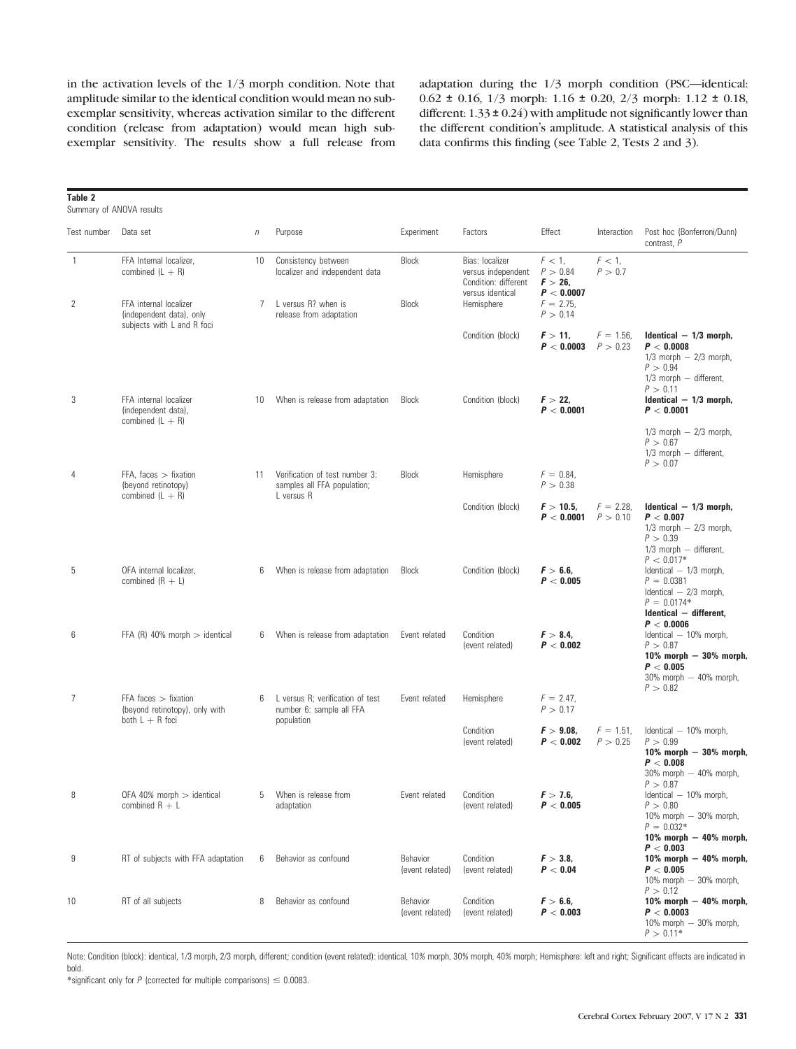in the activation levels of the 1/3 morph condition. Note that amplitude similar to the identical condition would mean no subexemplar sensitivity, whereas activation similar to the different condition (release from adaptation) would mean high subexemplar sensitivity. The results show a full release from adaptation during the 1/3 morph condition (PSC—identical: 0.62 ± 0.16, 1/3 morph: 1.16 ± 0.20, 2/3 morph: 1.12 ± 0.18, different: 1.33 ± 0.24) with amplitude not significantly lower than the different condition's amplitude. A statistical analysis of this data confirms this finding (see Table 2, Tests 2 and 3).

**Table 2**
Summary of ANOVA results

| Test number | Data set | $n$ | Purpose | Experiment | Factors | Effect | Interaction | Post hoc (Bonferroni/Dunn) contrast, $P$ |
|---|---|---|---|---|---|---|---|---|
| 1 | FFA Internal localizer, combined (L + R) | 10 | Consistency between localizer and independent data | Block | Bias: localizer versus independent | $F < 1$, $P > 0.84$ | $F < 1$, $P > 0.7$ | |
| | | | | | Condition: different versus identical | **$F > 26$, $P < 0.0007$** | | |
| 2 | FFA internal localizer (independent data), only subjects with L and R foci | 7 | L versus R? when is release from adaptation | Block | Hemisphere | $F = 2.75$, $P > 0.14$ | | |
| | | | | | Condition (block) | **$F > 11$, $P < 0.0003$** | $F = 1.56$, $P > 0.23$ | **Identical − 1/3 morph, $P < 0.0008$**; 1/3 morph − 2/3 morph, $P > 0.94$; 1/3 morph − different, $P > 0.11$ |
| 3 | FFA internal localizer (independent data), combined (L + R) | 10 | When is release from adaptation | Block | Condition (block) | **$F > 22$, $P < 0.0001$** | | **Identical − 1/3 morph, $P < 0.0001$**; 1/3 morph − 2/3 morph, $P > 0.67$; 1/3 morph − different, $P > 0.07$ |
| 4 | FFA, faces > fixation (beyond retinotopy) combined (L + R) | 11 | Verification of test number 3: samples all FFA population; L versus R | Block | Hemisphere | $F = 0.84$, $P > 0.38$ | | |
| | | | | | Condition (block) | **$F > 10.5$, $P < 0.0001$** | $F = 2.28$, $P > 0.10$ | **Identical − 1/3 morph, $P < 0.007$**; 1/3 morph − 2/3 morph, $P > 0.39$; 1/3 morph − different, $P < 0.017$* |
| 5 | OFA internal localizer, combined (R + L) | 6 | When is release from adaptation | Block | Condition (block) | **$F > 6.6$, $P < 0.005$** | | Identical − 1/3 morph, $P = 0.0381$; Identical − 2/3 morph, $P = 0.0174$*; **Identical − different, $P < 0.0006$** |
| 6 | FFA (R) 40% morph > identical | 6 | When is release from adaptation | Event related | Condition (event related) | **$F > 8.4$, $P < 0.002$** | | Identical − 10% morph, $P > 0.87$; **10% morph − 30% morph, $P < 0.005$**; 30% morph − 40% morph, $P > 0.82$ |
| 7 | FFA faces > fixation (beyond retinotopy), only with both L + R foci | 6 | L versus R; verification of test number 6: sample all FFA population | Event related | Hemisphere | $F = 2.47$, $P > 0.17$ | | |
| | | | | | Condition (event related) | **$F > 9.08$, $P < 0.002$** | $F = 1.51$, $P > 0.25$ | Identical − 10% morph, $P > 0.99$; **10% morph − 30% morph, $P < 0.008$**; 30% morph − 40% morph, $P > 0.87$ |
| 8 | OFA 40% morph > identical combined R + L | 5 | When is release from adaptation | Event related | Condition (event related) | **$F > 7.6$, $P < 0.005$** | | Identical − 10% morph, $P > 0.80$; 10% morph − 30% morph, $P = 0.032$*; **10% morph − 40% morph, $P < 0.003$** |
| 9 | RT of subjects with FFA adaptation | 6 | Behavior as confound | Behavior (event related) | Condition (event related) | **$F > 3.8$, $P < 0.04$** | | **10% morph − 40% morph, $P < 0.005$**; 10% morph − 30% morph, $P > 0.12$ |
| 10 | RT of all subjects | 8 | Behavior as confound | Behavior (event related) | Condition (event related) | **$F > 6.6$, $P < 0.003$** | | **10% morph − 40% morph, $P < 0.0003$**; 10% morph − 30% morph, $P > 0.11$* |

Note: Condition (block): identical, 1/3 morph, 2/3 morph, different; condition (event related): identical, 10% morph, 30% morph, 40% morph; Hemisphere: left and right; Significant effects are indicated in bold.

*significant only for $P$ (corrected for multiple comparisons) ≤ 0.0083.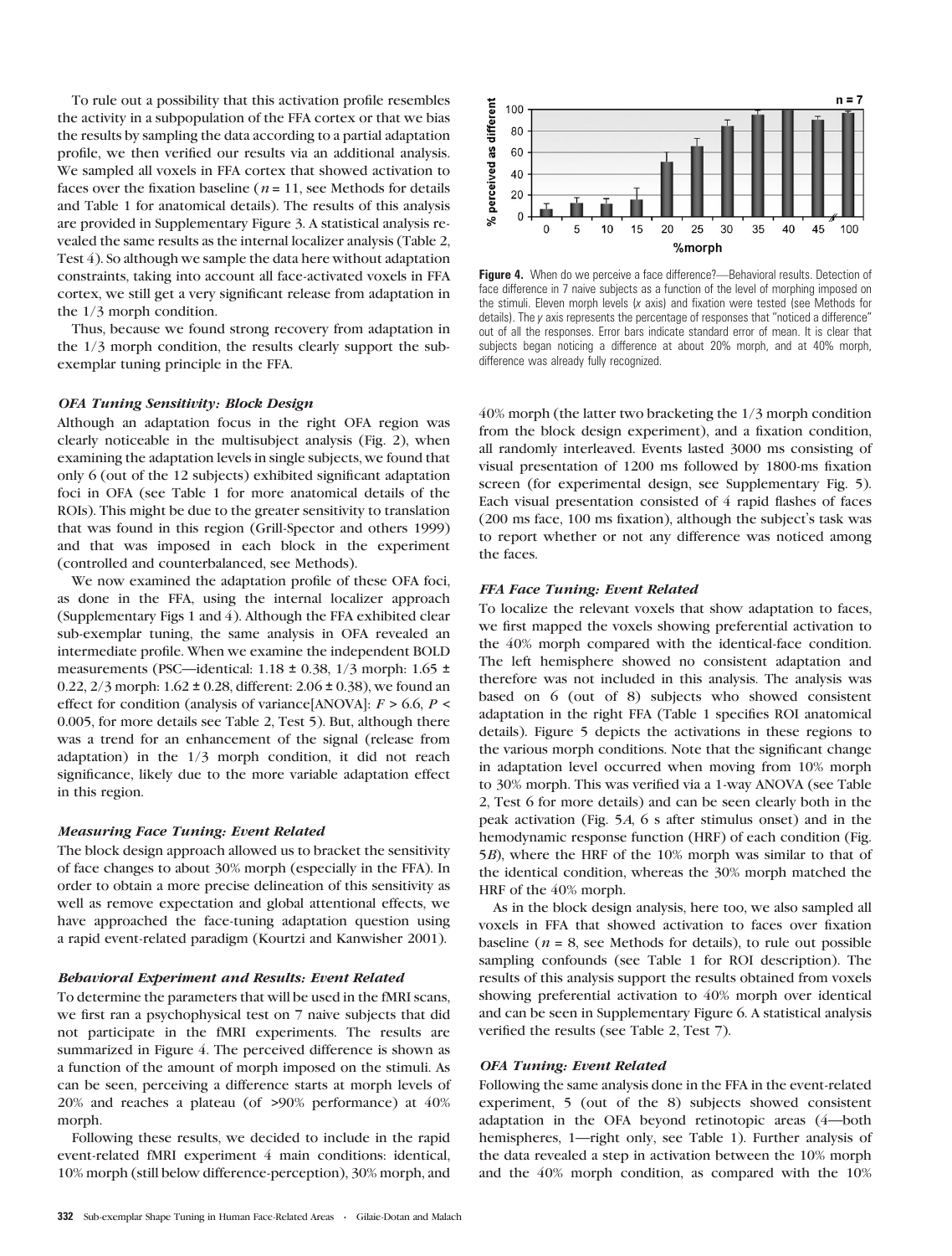To rule out a possibility that this activation profile resembles the activity in a subpopulation of the FFA cortex or that we bias the results by sampling the data according to a partial adaptation profile, we then verified our results via an additional analysis. We sampled all voxels in FFA cortex that showed activation to faces over the fixation baseline ($n = 11$, see Methods for details and Table 1 for anatomical details). The results of this analysis are provided in Supplementary Figure 3. A statistical analysis revealed the same results as the internal localizer analysis (Table 2, Test 4). So although we sample the data here without adaptation constraints, taking into account all face-activated voxels in FFA cortex, we still get a very significant release from adaptation in the 1/3 morph condition.

Thus, because we found strong recovery from adaptation in the 1/3 morph condition, the results clearly support the sub-exemplar tuning principle in the FFA.

### *OFA Tuning Sensitivity: Block Design*

Although an adaptation focus in the right OFA region was clearly noticeable in the multisubject analysis (Fig. 2), when examining the adaptation levels in single subjects, we found that only 6 (out of the 12 subjects) exhibited significant adaptation foci in OFA (see Table 1 for more anatomical details of the ROIs). This might be due to the greater sensitivity to translation that was found in this region (Grill-Spector and others 1999) and that was imposed in each block in the experiment (controlled and counterbalanced, see Methods).

We now examined the adaptation profile of these OFA foci, as done in the FFA, using the internal localizer approach (Supplementary Figs 1 and 4). Although the FFA exhibited clear sub-exemplar tuning, the same analysis in OFA revealed an intermediate profile. When we examine the independent BOLD measurements (PSC—identical: 1.18 ± 0.38, 1/3 morph: 1.65 ± 0.22, 2/3 morph: 1.62 ± 0.28, different: 2.06 ± 0.38), we found an effect for condition (analysis of variance[ANOVA]: $F > 6.6$, $P < 0.005$, for more details see Table 2, Test 5). But, although there was a trend for an enhancement of the signal (release from adaptation) in the 1/3 morph condition, it did not reach significance, likely due to the more variable adaptation effect in this region.

### *Measuring Face Tuning: Event Related*

The block design approach allowed us to bracket the sensitivity of face changes to about 30% morph (especially in the FFA). In order to obtain a more precise delineation of this sensitivity as well as remove expectation and global attentional effects, we have approached the face-tuning adaptation question using a rapid event-related paradigm (Kourtzi and Kanwisher 2001).

### *Behavioral Experiment and Results: Event Related*

To determine the parameters that will be used in the fMRI scans, we first ran a psychophysical test on 7 naive subjects that did not participate in the fMRI experiments. The results are summarized in Figure 4. The perceived difference is shown as a function of the amount of morph imposed on the stimuli. As can be seen, perceiving a difference starts at morph levels of 20% and reaches a plateau (of >90% performance) at 40% morph.

Following these results, we decided to include in the rapid event-related fMRI experiment 4 main conditions: identical, 10% morph (still below difference-perception), 30% morph, and 40% morph (the latter two bracketing the 1/3 morph condition from the block design experiment), and a fixation condition, all randomly interleaved. Events lasted 3000 ms consisting of visual presentation of 1200 ms followed by 1800-ms fixation screen (for experimental design, see Supplementary Fig. 5). Each visual presentation consisted of 4 rapid flashes of faces (200 ms face, 100 ms fixation), although the subject's task was to report whether or not any difference was noticed among the faces.

**Figure 4.** When do we perceive a face difference?—Behavioral results. Detection of face difference in 7 naive subjects as a function of the level of morphing imposed on the stimuli. Eleven morph levels (*x* axis) and fixation were tested (see Methods for details). The *y* axis represents the percentage of responses that "noticed a difference" out of all the responses. Error bars indicate standard error of mean. It is clear that subjects began noticing a difference at about 20% morph, and at 40% morph, difference was already fully recognized.

### *FFA Face Tuning: Event Related*

To localize the relevant voxels that show adaptation to faces, we first mapped the voxels showing preferential activation to the 40% morph compared with the identical-face condition. The left hemisphere showed no consistent adaptation and therefore was not included in this analysis. The analysis was based on 6 (out of 8) subjects who showed consistent adaptation in the right FFA (Table 1 specifies ROI anatomical details). Figure 5 depicts the activations in these regions to the various morph conditions. Note that the significant change in adaptation level occurred when moving from 10% morph to 30% morph. This was verified via a 1-way ANOVA (see Table 2, Test 6 for more details) and can be seen clearly both in the peak activation (Fig. 5*A*, 6 s after stimulus onset) and in the hemodynamic response function (HRF) of each condition (Fig. 5*B*), where the HRF of the 10% morph was similar to that of the identical condition, whereas the 30% morph matched the HRF of the 40% morph.

As in the block design analysis, here too, we also sampled all voxels in FFA that showed activation to faces over fixation baseline ($n = 8$, see Methods for details), to rule out possible sampling confounds (see Table 1 for ROI description). The results of this analysis support the results obtained from voxels showing preferential activation to 40% morph over identical and can be seen in Supplementary Figure 6. A statistical analysis verified the results (see Table 2, Test 7).

### *OFA Tuning: Event Related*

Following the same analysis done in the FFA in the event-related experiment, 5 (out of the 8) subjects showed consistent adaptation in the OFA beyond retinotopic areas (4—both hemispheres, 1—right only, see Table 1). Further analysis of the data revealed a step in activation between the 10% morph and the 40% morph condition, as compared with the 10%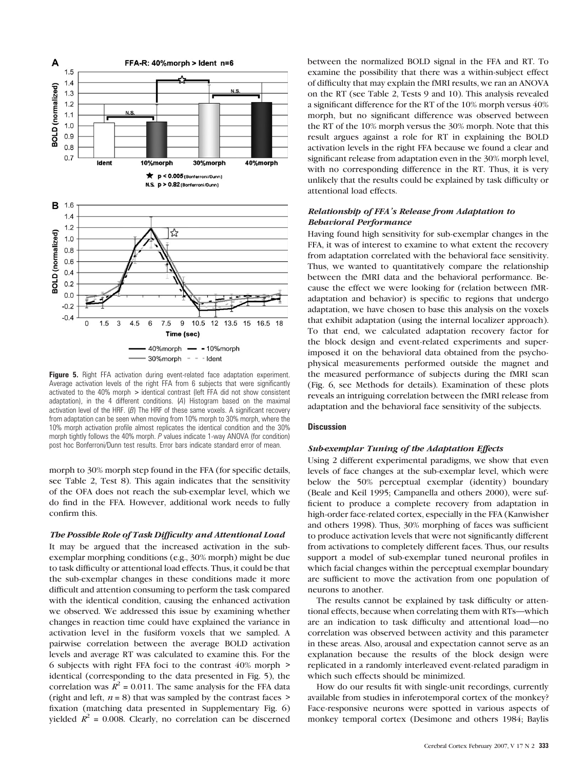**Figure 5.** Right FFA activation during event-related face adaptation experiment. Average activation levels of the right FFA from 6 subjects that were significantly activated to the 40% morph > identical contrast (left FFA did not show consistent adaptation), in the 4 different conditions. (*A*) Histogram based on the maximal activation level of the HRF. (*B*) The HRF of these same voxels. A significant recovery from adaptation can be seen when moving from 10% morph to 30% morph, where the 10% morph activation profile almost replicates the identical condition and the 30% morph tightly follows the 40% morph. *P* values indicate 1-way ANOVA (for condition) post hoc Bonferroni/Dunn test results. Error bars indicate standard error of mean.

morph to 30% morph step found in the FFA (for specific details, see Table 2, Test 8). This again indicates that the sensitivity of the OFA does not reach the sub-exemplar level, which we do find in the FFA. However, additional work needs to fully confirm this.

### *The Possible Role of Task Difficulty and Attentional Load*

It may be argued that the increased activation in the sub-exemplar morphing conditions (e.g., 30% morph) might be due to task difficulty or attentional load effects. Thus, it could be that the sub-exemplar changes in these conditions made it more difficult and attention consuming to perform the task compared with the identical condition, causing the enhanced activation we observed. We addressed this issue by examining whether changes in reaction time could have explained the variance in activation level in the fusiform voxels that we sampled. A pairwise correlation between the average BOLD activation levels and average RT was calculated to examine this. For the 6 subjects with right FFA foci to the contrast 40% morph > identical (corresponding to the data presented in Fig. 5), the correlation was $R^2 = 0.011$. The same analysis for the FFA data (right and left, $n = 8$) that was sampled by the contrast faces > fixation (matching data presented in Supplementary Fig. 6) yielded $R^2 = 0.008$. Clearly, no correlation can be discerned between the normalized BOLD signal in the FFA and RT. To examine the possibility that there was a within-subject effect of difficulty that may explain the fMRI results, we ran an ANOVA on the RT (see Table 2, Tests 9 and 10). This analysis revealed a significant difference for the RT of the 10% morph versus 40% morph, but no significant difference was observed between the RT of the 10% morph versus the 30% morph. Note that this result argues against a role for RT in explaining the BOLD activation levels in the right FFA because we found a clear and significant release from adaptation even in the 30% morph level, with no corresponding difference in the RT. Thus, it is very unlikely that the results could be explained by task difficulty or attentional load effects.

### *Relationship of FFA's Release from Adaptation to Behavioral Performance*

Having found high sensitivity for sub-exemplar changes in the FFA, it was of interest to examine to what extent the recovery from adaptation correlated with the behavioral face sensitivity. Thus, we wanted to quantitatively compare the relationship between the fMRI data and the behavioral performance. Because the effect we were looking for (relation between fMR-adaptation and behavior) is specific to regions that undergo adaptation, we have chosen to base this analysis on the voxels that exhibit adaptation (using the internal localizer approach). To that end, we calculated adaptation recovery factor for the block design and event-related experiments and superimposed it on the behavioral data obtained from the psychophysical measurements performed outside the magnet and the measured performance of subjects during the fMRI scan (Fig. 6, see Methods for details). Examination of these plots reveals an intriguing correlation between the fMRI release from adaptation and the behavioral face sensitivity of the subjects.

## Discussion

### *Sub-exemplar Tuning of the Adaptation Effects*

Using 2 different experimental paradigms, we show that even levels of face changes at the sub-exemplar level, which were below the 50% perceptual exemplar (identity) boundary (Beale and Keil 1995; Campanella and others 2000), were sufficient to produce a complete recovery from adaptation in high-order face-related cortex, especially in the FFA (Kanwisher and others 1998). Thus, 30% morphing of faces was sufficient to produce activation levels that were not significantly different from activations to completely different faces. Thus, our results support a model of sub-exemplar tuned neuronal profiles in which facial changes within the perceptual exemplar boundary are sufficient to move the activation from one population of neurons to another.

The results cannot be explained by task difficulty or attentional effects, because when correlating them with RTs—which are an indication to task difficulty and attentional load—no correlation was observed between activity and this parameter in these areas. Also, arousal and expectation cannot serve as an explanation because the results of the block design were replicated in a randomly interleaved event-related paradigm in which such effects should be minimized.

How do our results fit with single-unit recordings, currently available from studies in inferotemporal cortex of the monkey? Face-responsive neurons were spotted in various aspects of monkey temporal cortex (Desimone and others 1984; Baylis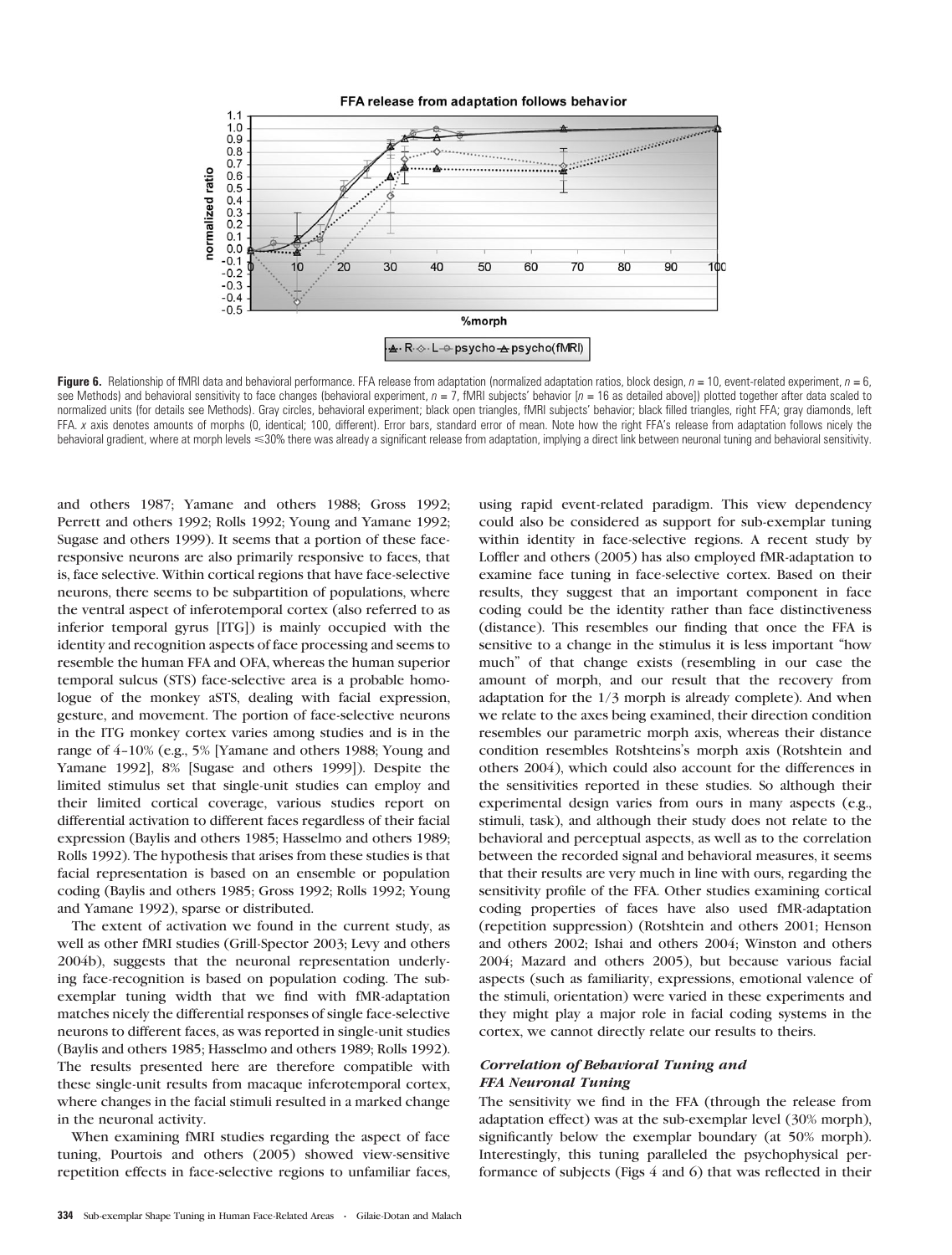**Figure 6.** Relationship of fMRI data and behavioral performance. FFA release from adaptation (normalized adaptation ratios, block design, $n = 10$, event-related experiment, $n = 6$, see Methods) and behavioral sensitivity to face changes (behavioral experiment, $n = 7$, fMRI subjects' behavior [$n = 16$ as detailed above]) plotted together after data scaled to normalized units (for details see Methods). Gray circles, behavioral experiment; black open triangles, fMRI subjects' behavior; black filled triangles, right FFA; gray diamonds, left FFA. x axis denotes amounts of morphs (0, identical; 100, different). Error bars, standard error of mean. Note how the right FFA's release from adaptation follows nicely the behavioral gradient, where at morph levels ≤30% there was already a significant release from adaptation, implying a direct link between neuronal tuning and behavioral sensitivity.

and others 1987; Yamane and others 1988; Gross 1992; Perrett and others 1992; Rolls 1992; Young and Yamane 1992; Sugase and others 1999). It seems that a portion of these face-responsive neurons are also primarily responsive to faces, that is, face selective. Within cortical regions that have face-selective neurons, there seems to be subpartition of populations, where the ventral aspect of inferotemporal cortex (also referred to as inferior temporal gyrus [ITG]) is mainly occupied with the identity and recognition aspects of face processing and seems to resemble the human FFA and OFA, whereas the human superior temporal sulcus (STS) face-selective area is a probable homologue of the monkey aSTS, dealing with facial expression, gesture, and movement. The portion of face-selective neurons in the ITG monkey cortex varies among studies and is in the range of 4–10% (e.g., 5% [Yamane and others 1988; Young and Yamane 1992], 8% [Sugase and others 1999]). Despite the limited stimulus set that single-unit studies can employ and their limited cortical coverage, various studies report on differential activation to different faces regardless of their facial expression (Baylis and others 1985; Hasselmo and others 1989; Rolls 1992). The hypothesis that arises from these studies is that facial representation is based on an ensemble or population coding (Baylis and others 1985; Gross 1992; Rolls 1992; Young and Yamane 1992), sparse or distributed.

The extent of activation we found in the current study, as well as other fMRI studies (Grill-Spector 2003; Levy and others 2004b), suggests that the neuronal representation underlying face-recognition is based on population coding. The sub-exemplar tuning width that we find with fMR-adaptation matches nicely the differential responses of single face-selective neurons to different faces, as was reported in single-unit studies (Baylis and others 1985; Hasselmo and others 1989; Rolls 1992). The results presented here are therefore compatible with these single-unit results from macaque inferotemporal cortex, where changes in the facial stimuli resulted in a marked change in the neuronal activity.

When examining fMRI studies regarding the aspect of face tuning, Pourtois and others (2005) showed view-sensitive repetition effects in face-selective regions to unfamiliar faces, using rapid event-related paradigm. This view dependency could also be considered as support for sub-exemplar tuning within identity in face-selective regions. A recent study by Loffler and others (2005) has also employed fMR-adaptation to examine face tuning in face-selective cortex. Based on their results, they suggest that an important component in face coding could be the identity rather than face distinctiveness (distance). This resembles our finding that once the FFA is sensitive to a change in the stimulus it is less important "how much" of that change exists (resembling in our case the amount of morph, and our result that the recovery from adaptation for the 1/3 morph is already complete). And when we relate to the axes being examined, their direction condition resembles our parametric morph axis, whereas their distance condition resembles Rotshteins's morph axis (Rotshtein and others 2004), which could also account for the differences in the sensitivities reported in these studies. So although their experimental design varies from ours in many aspects (e.g., stimuli, task), and although their study does not relate to the behavioral and perceptual aspects, as well as to the correlation between the recorded signal and behavioral measures, it seems that their results are very much in line with ours, regarding the sensitivity profile of the FFA. Other studies examining cortical coding properties of faces have also used fMR-adaptation (repetition suppression) (Rotshtein and others 2001; Henson and others 2002; Ishai and others 2004; Winston and others 2004; Mazard and others 2005), but because various facial aspects (such as familiarity, expressions, emotional valence of the stimuli, orientation) were varied in these experiments and they might play a major role in facial coding systems in the cortex, we cannot directly relate our results to theirs.

### *Correlation of Behavioral Tuning and FFA Neuronal Tuning*

The sensitivity we find in the FFA (through the release from adaptation effect) was at the sub-exemplar level (30% morph), significantly below the exemplar boundary (at 50% morph). Interestingly, this tuning paralleled the psychophysical performance of subjects (Figs 4 and 6) that was reflected in their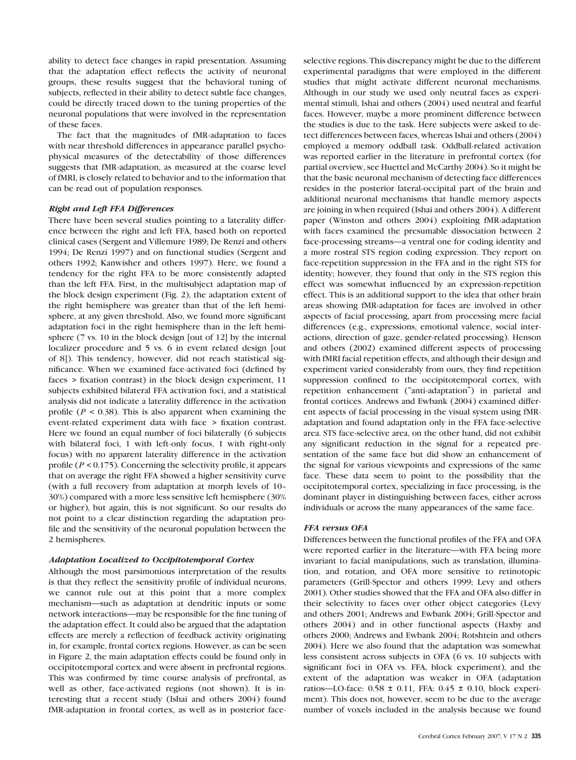ability to detect face changes in rapid presentation. Assuming that the adaptation effect reflects the activity of neuronal groups, these results suggest that the behavioral tuning of subjects, reflected in their ability to detect subtle face changes, could be directly traced down to the tuning properties of the neuronal populations that were involved in the representation of these faces.

The fact that the magnitudes of fMR-adaptation to faces with near threshold differences in appearance parallel psychophysical measures of the detectability of those differences suggests that fMR-adaptation, as measured at the coarse level of fMRI, is closely related to behavior and to the information that can be read out of population responses.

### *Right and Left FFA Differences*

There have been several studies pointing to a laterality difference between the right and left FFA, based both on reported clinical cases (Sergent and Villemure 1989; De Renzi and others 1994; De Renzi 1997) and on functional studies (Sergent and others 1992; Kanwisher and others 1997). Here, we found a tendency for the right FFA to be more consistently adapted than the left FFA. First, in the multisubject adaptation map of the block design experiment (Fig. 2), the adaptation extent of the right hemisphere was greater than that of the left hemisphere, at any given threshold. Also, we found more significant adaptation foci in the right hemisphere than in the left hemisphere (7 vs. 10 in the block design [out of 12] by the internal localizer procedure and 5 vs. 6 in event related design [out of 8]). This tendency, however, did not reach statistical significance. When we examined face-activated foci (defined by faces > fixation contrast) in the block design experiment, 11 subjects exhibited bilateral FFA activation foci, and a statistical analysis did not indicate a laterality difference in the activation profile ($P < 0.38$). This is also apparent when examining the event-related experiment data with face > fixation contrast. Here we found an equal number of foci bilaterally (6 subjects with bilateral foci, 1 with left-only focus, 1 with right-only focus) with no apparent laterality difference in the activation profile ($P < 0.175$). Concerning the selectivity profile, it appears that on average the right FFA showed a higher sensitivity curve (with a full recovery from adaptation at morph levels of 10–30%) compared with a more less sensitive left hemisphere (30% or higher), but again, this is not significant. So our results do not point to a clear distinction regarding the adaptation profile and the sensitivity of the neuronal population between the 2 hemispheres.

### *Adaptation Localized to Occipitotemporal Cortex*

Although the most parsimonious interpretation of the results is that they reflect the sensitivity profile of individual neurons, we cannot rule out at this point that a more complex mechanism—such as adaptation at dendritic inputs or some network interactions—may be responsible for the fine tuning of the adaptation effect. It could also be argued that the adaptation effects are merely a reflection of feedback activity originating in, for example, frontal cortex regions. However, as can be seen in Figure 2, the main adaptation effects could be found only in occipitotemporal cortex and were absent in prefrontal regions. This was confirmed by time course analysis of prefrontal, as well as other, face-activated regions (not shown). It is interesting that a recent study (Ishai and others 2004) found fMR-adaptation in frontal cortex, as well as in posterior face-selective regions. This discrepancy might be due to the different experimental paradigms that were employed in the different studies that might activate different neuronal mechanisms. Although in our study we used only neutral faces as experimental stimuli, Ishai and others (2004) used neutral and fearful faces. However, maybe a more prominent difference between the studies is due to the task. Here subjects were asked to detect differences between faces, whereas Ishai and others (2004) employed a memory oddball task. Oddball-related activation was reported earlier in the literature in prefrontal cortex (for partial overview, see Huettel and McCarthy 2004). So it might be that the basic neuronal mechanism of detecting face differences resides in the posterior lateral-occipital part of the brain and additional neuronal mechanisms that handle memory aspects are joining in when required (Ishai and others 2004). A different paper (Winston and others 2004) exploiting fMR-adaptation with faces examined the presumable dissociation between 2 face-processing streams—a ventral one for coding identity and a more rostral STS region coding expression. They report on face-repetition suppression in the FFA and in the right STS for identity; however, they found that only in the STS region this effect was somewhat influenced by an expression-repetition effect. This is an additional support to the idea that other brain areas showing fMR-adaptation for faces are involved in other aspects of facial processing, apart from processing mere facial differences (e.g., expressions, emotional valence, social interactions, direction of gaze, gender-related processing). Henson and others (2002) examined different aspects of processing with fMRI facial repetition effects, and although their design and experiment varied considerably from ours, they find repetition suppression confined to the occipitotemporal cortex, with repetition enhancement ("anti-adaptation") in parietal and frontal cortices. Andrews and Ewbank (2004) examined different aspects of facial processing in the visual system using fMR-adaptation and found adaptation only in the FFA face-selective area. STS face-selective area, on the other hand, did not exhibit any significant reduction in the signal for a repeated presentation of the same face but did show an enhancement of the signal for various viewpoints and expressions of the same face. These data seem to point to the possibility that the occipitotemporal cortex, specializing in face processing, is the dominant player in distinguishing between faces, either across individuals or across the many appearances of the same face.

### *FFA versus OFA*

Differences between the functional profiles of the FFA and OFA were reported earlier in the literature—with FFA being more invariant to facial manipulations, such as translation, illumination, and rotation, and OFA more sensitive to retinotopic parameters (Grill-Spector and others 1999; Levy and others 2001). Other studies showed that the FFA and OFA also differ in their selectivity to faces over other object categories (Levy and others 2001; Andrews and Ewbank 2004; Grill-Spector and others 2004) and in other functional aspects (Haxby and others 2000; Andrews and Ewbank 2004; Rotshtein and others 2004). Here we also found that the adaptation was somewhat less consistent across subjects in OFA (6 vs. 10 subjects with significant foci in OFA vs. FFA, block experiment), and the extent of the adaptation was weaker in OFA (adaptation ratios—LO-face: $0.58 \pm 0.11$, FFA: $0.45 \pm 0.10$, block experiment). This does not, however, seem to be due to the average number of voxels included in the analysis because we found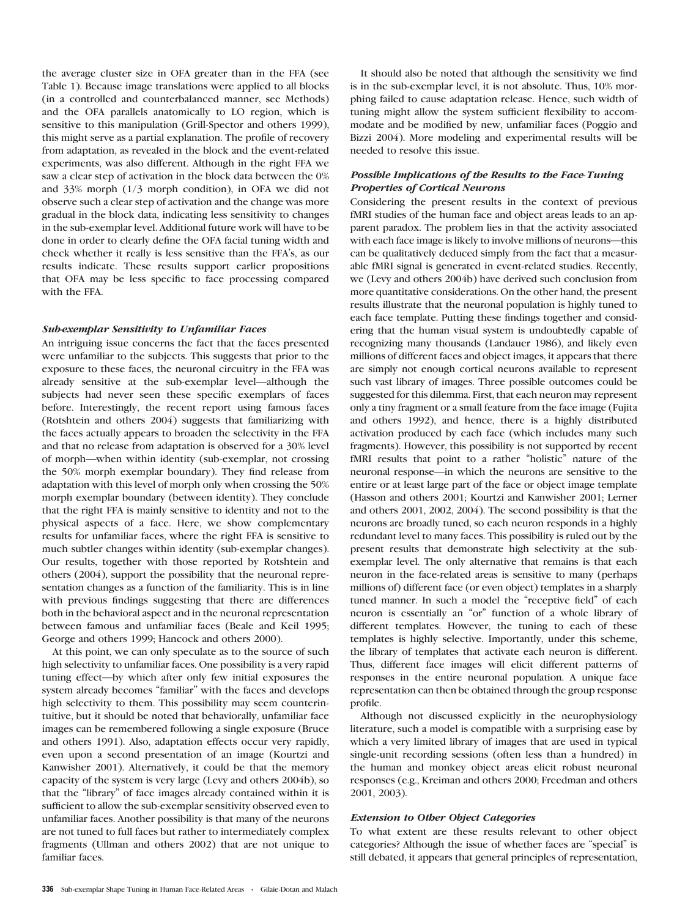the average cluster size in OFA greater than in the FFA (see Table 1). Because image translations were applied to all blocks (in a controlled and counterbalanced manner, see Methods) and the OFA parallels anatomically to LO region, which is sensitive to this manipulation (Grill-Spector and others 1999), this might serve as a partial explanation. The profile of recovery from adaptation, as revealed in the block and the event-related experiments, was also different. Although in the right FFA we saw a clear step of activation in the block data between the 0% and 33% morph (1/3 morph condition), in OFA we did not observe such a clear step of activation and the change was more gradual in the block data, indicating less sensitivity to changes in the sub-exemplar level. Additional future work will have to be done in order to clearly define the OFA facial tuning width and check whether it really is less sensitive than the FFA's, as our results indicate. These results support earlier propositions that OFA may be less specific to face processing compared with the FFA.

### *Sub-exemplar Sensitivity to Unfamiliar Faces*

An intriguing issue concerns the fact that the faces presented were unfamiliar to the subjects. This suggests that prior to the exposure to these faces, the neuronal circuitry in the FFA was already sensitive at the sub-exemplar level—although the subjects had never seen these specific exemplars of faces before. Interestingly, the recent report using famous faces (Rotshtein and others 2004) suggests that familiarizing with the faces actually appears to broaden the selectivity in the FFA and that no release from adaptation is observed for a 30% level of morph—when within identity (sub-exemplar, not crossing the 50% morph exemplar boundary). They find release from adaptation with this level of morph only when crossing the 50% morph exemplar boundary (between identity). They conclude that the right FFA is mainly sensitive to identity and not to the physical aspects of a face. Here, we show complementary results for unfamiliar faces, where the right FFA is sensitive to much subtler changes within identity (sub-exemplar changes). Our results, together with those reported by Rotshtein and others (2004), support the possibility that the neuronal representation changes as a function of the familiarity. This is in line with previous findings suggesting that there are differences both in the behavioral aspect and in the neuronal representation between famous and unfamiliar faces (Beale and Keil 1995; George and others 1999; Hancock and others 2000).

At this point, we can only speculate as to the source of such high selectivity to unfamiliar faces. One possibility is a very rapid tuning effect—by which after only few initial exposures the system already becomes "familiar" with the faces and develops high selectivity to them. This possibility may seem counterintuitive, but it should be noted that behaviorally, unfamiliar face images can be remembered following a single exposure (Bruce and others 1991). Also, adaptation effects occur very rapidly, even upon a second presentation of an image (Kourtzi and Kanwisher 2001). Alternatively, it could be that the memory capacity of the system is very large (Levy and others 2004b), so that the "library" of face images already contained within it is sufficient to allow the sub-exemplar sensitivity observed even to unfamiliar faces. Another possibility is that many of the neurons are not tuned to full faces but rather to intermediately complex fragments (Ullman and others 2002) that are not unique to familiar faces.

It should also be noted that although the sensitivity we find is in the sub-exemplar level, it is not absolute. Thus, 10% morphing failed to cause adaptation release. Hence, such width of tuning might allow the system sufficient flexibility to accommodate and be modified by new, unfamiliar faces (Poggio and Bizzi 2004). More modeling and experimental results will be needed to resolve this issue.

### *Possible Implications of the Results to the Face-Tuning Properties of Cortical Neurons*

Considering the present results in the context of previous fMRI studies of the human face and object areas leads to an apparent paradox. The problem lies in that the activity associated with each face image is likely to involve millions of neurons—this can be qualitatively deduced simply from the fact that a measurable fMRI signal is generated in event-related studies. Recently, we (Levy and others 2004b) have derived such conclusion from more quantitative considerations. On the other hand, the present results illustrate that the neuronal population is highly tuned to each face template. Putting these findings together and considering that the human visual system is undoubtedly capable of recognizing many thousands (Landauer 1986), and likely even millions of different faces and object images, it appears that there are simply not enough cortical neurons available to represent such vast library of images. Three possible outcomes could be suggested for this dilemma. First, that each neuron may represent only a tiny fragment or a small feature from the face image (Fujita and others 1992), and hence, there is a highly distributed activation produced by each face (which includes many such fragments). However, this possibility is not supported by recent fMRI results that point to a rather "holistic" nature of the neuronal response—in which the neurons are sensitive to the entire or at least large part of the face or object image template (Hasson and others 2001; Kourtzi and Kanwisher 2001; Lerner and others 2001, 2002, 2004). The second possibility is that the neurons are broadly tuned, so each neuron responds in a highly redundant level to many faces. This possibility is ruled out by the present results that demonstrate high selectivity at the sub-exemplar level. The only alternative that remains is that each neuron in the face-related areas is sensitive to many (perhaps millions of) different face (or even object) templates in a sharply tuned manner. In such a model the "receptive field" of each neuron is essentially an "or" function of a whole library of different templates. However, the tuning to each of these templates is highly selective. Importantly, under this scheme, the library of templates that activate each neuron is different. Thus, different face images will elicit different patterns of responses in the entire neuronal population. A unique face representation can then be obtained through the group response profile.

Although not discussed explicitly in the neurophysiology literature, such a model is compatible with a surprising ease by which a very limited library of images that are used in typical single-unit recording sessions (often less than a hundred) in the human and monkey object areas elicit robust neuronal responses (e.g., Kreiman and others 2000; Freedman and others 2001, 2003).

### *Extension to Other Object Categories*

To what extent are these results relevant to other object categories? Although the issue of whether faces are "special" is still debated, it appears that general principles of representation,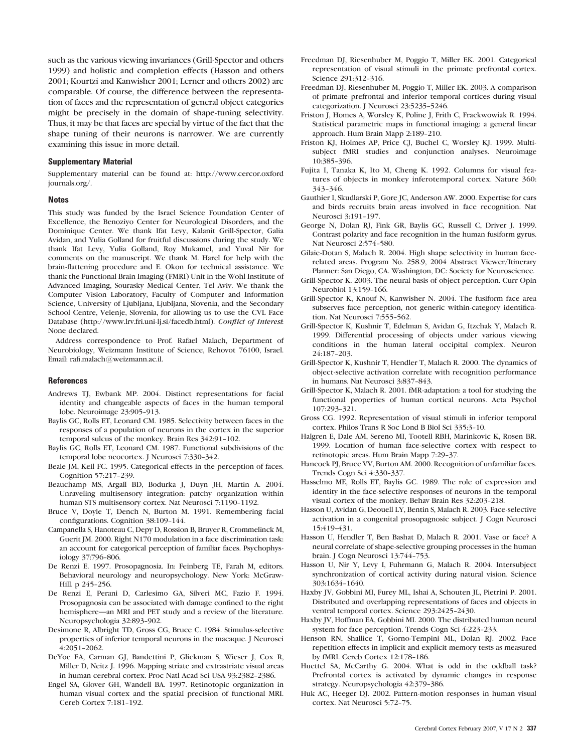such as the various viewing invariances (Grill-Spector and others 1999) and holistic and completion effects (Hasson and others 2001; Kourtzi and Kanwisher 2001; Lerner and others 2002) are comparable. Of course, the difference between the representation of faces and the representation of general object categories might be precisely in the domain of shape-tuning selectivity. Thus, it may be that faces are special by virtue of the fact that the shape tuning of their neurons is narrower. We are currently examining this issue in more detail.

## Supplementary Material

Supplementary material can be found at: http://www.cercor.oxfordjournals.org/.

## Notes

This study was funded by the Israel Science Foundation Center of Excellence, the Benoziyo Center for Neurological Disorders, and the Dominique Center. We thank Ifat Levy, Kalanit Grill-Spector, Galia Avidan, and Yulia Golland for fruitful discussions during the study. We thank Ifat Levy, Yulia Golland, Roy Mukamel, and Yuval Nir for comments on the manuscript. We thank M. Harel for help with the brain-flattening procedure and E. Okon for technical assistance. We thank the Functional Brain Imaging (FMRI) Unit in the Wohl Institute of Advanced Imaging, Sourasky Medical Center, Tel Aviv. We thank the Computer Vision Laboratory, Faculty of Computer and Information Science, University of Ljubljana, Ljubljana, Slovenia, and the Secondary School Centre, Velenje, Slovenia, for allowing us to use the CVL Face Database (http://www.lrv.fri.uni-lj.si/facedb.html). *Conflict of Interest*: None declared.

Address correspondence to Prof. Rafael Malach, Department of Neurobiology, Weizmann Institute of Science, Rehovot 76100, Israel. Email: rafi.malach@weizmann.ac.il.

## References

Andrews TJ, Ewbank MP. 2004. Distinct representations for facial identity and changeable aspects of faces in the human temporal lobe. Neuroimage 23:905–913.

Baylis GC, Rolls ET, Leonard CM. 1985. Selectivity between faces in the responses of a population of neurons in the cortex in the superior temporal sulcus of the monkey. Brain Res 342:91–102.

Baylis GC, Rolls ET, Leonard CM. 1987. Functional subdivisions of the temporal lobe neocortex. J Neurosci 7:330–342.

Beale JM, Keil FC. 1995. Categorical effects in the perception of faces. Cognition 57:217–239.

Beauchamp MS, Argall BD, Bodurka J, Duyn JH, Martin A. 2004. Unraveling multisensory integration: patchy organization within human STS multisensory cortex. Nat Neurosci 7:1190–1192.

Bruce V, Doyle T, Dench N, Burton M. 1991. Remembering facial configurations. Cognition 38:109–144.

Campanella S, Hanoteau C, Depy D, Rossion B, Bruyer R, Crommelinck M, Guerit JM. 2000. Right N170 modulation in a face discrimination task: an account for categorical perception of familiar faces. Psychophysiology 37:796–806.

De Renzi E. 1997. Prosopagnosia. In: Feinberg TE, Farah M, editors. Behavioral neurology and neuropsychology. New York: McGraw-Hill. p 245–256.

De Renzi E, Perani D, Carlesimo GA, Silveri MC, Fazio F. 1994. Prosopagnosia can be associated with damage confined to the right hemisphere—an MRI and PET study and a review of the literature. Neuropsychologia 32:893–902.

Desimone R, Albright TD, Gross CG, Bruce C. 1984. Stimulus-selective properties of inferior temporal neurons in the macaque. J Neurosci 4:2051–2062.

DeYoe EA, Carman GJ, Bandettini P, Glickman S, Wieser J, Cox R, Miller D, Neitz J. 1996. Mapping striate and extrastriate visual areas in human cerebral cortex. Proc Natl Acad Sci USA 93:2382–2386.

Engel SA, Glover GH, Wandell BA. 1997. Retinotopic organization in human visual cortex and the spatial precision of functional MRI. Cereb Cortex 7:181–192.

Freedman DJ, Riesenhuber M, Poggio T, Miller EK. 2001. Categorical representation of visual stimuli in the primate prefrontal cortex. Science 291:312–316.

Freedman DJ, Riesenhuber M, Poggio T, Miller EK. 2003. A comparison of primate prefrontal and inferior temporal cortices during visual categorization. J Neurosci 23:5235–5246.

Friston J, Homes A, Worsley K, Poline J, Frith C, Frackwowiak R. 1994. Statistical parametric maps in functional imaging: a general linear approach. Hum Brain Mapp 2:189–210.

Friston KJ, Holmes AP, Price CJ, Buchel C, Worsley KJ. 1999. Multisubject fMRI studies and conjunction analyses. Neuroimage 10:385–396.

Fujita I, Tanaka K, Ito M, Cheng K. 1992. Columns for visual features of objects in monkey inferotemporal cortex. Nature 360: 343–346.

Gauthier I, Skudlarski P, Gore JC, Anderson AW. 2000. Expertise for cars and birds recruits brain areas involved in face recognition. Nat Neurosci 3:191–197.

George N, Dolan RJ, Fink GR, Baylis GC, Russell C, Driver J. 1999. Contrast polarity and face recognition in the human fusiform gyrus. Nat Neurosci 2:574–580.

Gilaie-Dotan S, Malach R. 2004. High shape selectivity in human face-related areas. Program No. 258.9, 2004 Abstract Viewer/Itinerary Planner: San Diego, CA. Washington, DC: Society for Neuroscience.

Grill-Spector K. 2003. The neural basis of object perception. Curr Opin Neurobiol 13:159–166.

Grill-Spector K, Knouf N, Kanwisher N. 2004. The fusiform face area subserves face perception, not generic within-category identification. Nat Neurosci 7:555–562.

Grill-Spector K, Kushnir T, Edelman S, Avidan G, Itzchak Y, Malach R. 1999. Differential processing of objects under various viewing conditions in the human lateral occipital complex. Neuron 24:187–203.

Grill-Spector K, Kushnir T, Hendler T, Malach R. 2000. The dynamics of object-selective activation correlate with recognition performance in humans. Nat Neurosci 3:837–843.

Grill-Spector K, Malach R. 2001. fMR-adaptation: a tool for studying the functional properties of human cortical neurons. Acta Psychol 107:293–321.

Gross CG. 1992. Representation of visual stimuli in inferior temporal cortex. Philos Trans R Soc Lond B Biol Sci 335:3–10.

Halgren E, Dale AM, Sereno MI, Tootell RBH, Marinkovic K, Rosen BR. 1999. Location of human face-selective cortex with respect to retinotopic areas. Hum Brain Mapp 7:29–37.

Hancock PJ, Bruce VV, Burton AM. 2000. Recognition of unfamiliar faces. Trends Cogn Sci 4:330–337.

Hasselmo ME, Rolls ET, Baylis GC. 1989. The role of expression and identity in the face-selective responses of neurons in the temporal visual cortex of the monkey. Behav Brain Res 32:203–218.

Hasson U, Avidan G, Deouell LY, Bentin S, Malach R. 2003. Face-selective activation in a congenital prosopagnosic subject. J Cogn Neurosci 15:419–431.

Hasson U, Hendler T, Ben Bashat D, Malach R. 2001. Vase or face? A neural correlate of shape-selective grouping processes in the human brain. J Cogn Neurosci 13:744–753.

Hasson U, Nir Y, Levy I, Fuhrmann G, Malach R. 2004. Intersubject synchronization of cortical activity during natural vision. Science 303:1634–1640.

Haxby JV, Gobbini MI, Furey ML, Ishai A, Schouten JL, Pietrini P. 2001. Distributed and overlapping representations of faces and objects in ventral temporal cortex. Science 293:2425–2430.

Haxby JV, Hoffman EA, Gobbini MI. 2000. The distributed human neural system for face perception. Trends Cogn Sci 4:223–233.

Henson RN, Shallice T, Gorno-Tempini ML, Dolan RJ. 2002. Face repetition effects in implicit and explicit memory tests as measured by fMRI. Cereb Cortex 12:178–186.

Huettel SA, McCarthy G. 2004. What is odd in the oddball task? Prefrontal cortex is activated by dynamic changes in response strategy. Neuropsychologia 42:379–386.

Huk AC, Heeger DJ. 2002. Pattern-motion responses in human visual cortex. Nat Neurosci 5:72–75.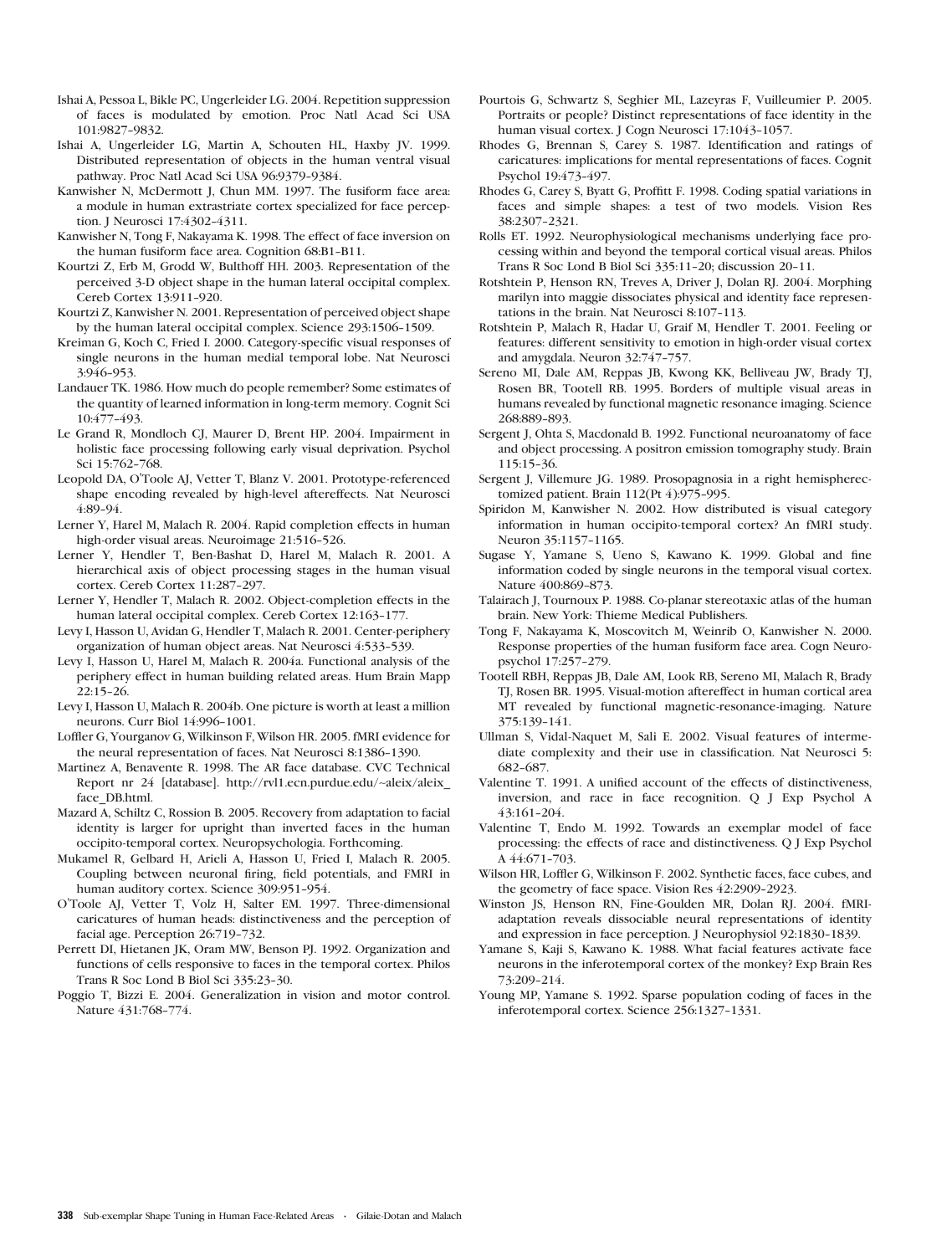Ishai A, Pessoa L, Bikle PC, Ungerleider LG. 2004. Repetition suppression of faces is modulated by emotion. Proc Natl Acad Sci USA 101:9827–9832.

Ishai A, Ungerleider LG, Martin A, Schouten HL, Haxby JV. 1999. Distributed representation of objects in the human ventral visual pathway. Proc Natl Acad Sci USA 96:9379–9384.

Kanwisher N, McDermott J, Chun MM. 1997. The fusiform face area: a module in human extrastriate cortex specialized for face perception. J Neurosci 17:4302–4311.

Kanwisher N, Tong F, Nakayama K. 1998. The effect of face inversion on the human fusiform face area. Cognition 68:B1–B11.

Kourtzi Z, Erb M, Grodd W, Bulthoff HH. 2003. Representation of the perceived 3-D object shape in the human lateral occipital complex. Cereb Cortex 13:911–920.

Kourtzi Z, Kanwisher N. 2001. Representation of perceived object shape by the human lateral occipital complex. Science 293:1506–1509.

Kreiman G, Koch C, Fried I. 2000. Category-specific visual responses of single neurons in the human medial temporal lobe. Nat Neurosci 3:946–953.

Landauer TK. 1986. How much do people remember? Some estimates of the quantity of learned information in long-term memory. Cognit Sci 10:477–493.

Le Grand R, Mondloch CJ, Maurer D, Brent HP. 2004. Impairment in holistic face processing following early visual deprivation. Psychol Sci 15:762–768.

Leopold DA, O'Toole AJ, Vetter T, Blanz V. 2001. Prototype-referenced shape encoding revealed by high-level aftereffects. Nat Neurosci 4:89–94.

Lerner Y, Harel M, Malach R. 2004. Rapid completion effects in human high-order visual areas. Neuroimage 21:516–526.

Lerner Y, Hendler T, Ben-Bashat D, Harel M, Malach R. 2001. A hierarchical axis of object processing stages in the human visual cortex. Cereb Cortex 11:287–297.

Lerner Y, Hendler T, Malach R. 2002. Object-completion effects in the human lateral occipital complex. Cereb Cortex 12:163–177.

Levy I, Hasson U, Avidan G, Hendler T, Malach R. 2001. Center-periphery organization of human object areas. Nat Neurosci 4:533–539.

Levy I, Hasson U, Harel M, Malach R. 2004a. Functional analysis of the periphery effect in human building related areas. Hum Brain Mapp 22:15–26.

Levy I, Hasson U, Malach R. 2004b. One picture is worth at least a million neurons. Curr Biol 14:996–1001.

Loffler G, Yourganov G, Wilkinson F, Wilson HR. 2005. fMRI evidence for the neural representation of faces. Nat Neurosci 8:1386–1390.

Martinez A, Benavente R. 1998. The AR face database. CVC Technical Report nr 24 [database]. http://rvl1.ecn.purdue.edu/~aleix/aleix_face_DB.html.

Mazard A, Schiltz C, Rossion B. 2005. Recovery from adaptation to facial identity is larger for upright than inverted faces in the human occipito-temporal cortex. Neuropsychologia. Forthcoming.

Mukamel R, Gelbard H, Arieli A, Hasson U, Fried I, Malach R. 2005. Coupling between neuronal firing, field potentials, and FMRI in human auditory cortex. Science 309:951–954.

O'Toole AJ, Vetter T, Volz H, Salter EM. 1997. Three-dimensional caricatures of human heads: distinctiveness and the perception of facial age. Perception 26:719–732.

Perrett DI, Hietanen JK, Oram MW, Benson PJ. 1992. Organization and functions of cells responsive to faces in the temporal cortex. Philos Trans R Soc Lond B Biol Sci 335:23–30.

Poggio T, Bizzi E. 2004. Generalization in vision and motor control. Nature 431:768–774.

Pourtois G, Schwartz S, Seghier ML, Lazeyras F, Vuilleumier P. 2005. Portraits or people? Distinct representations of face identity in the human visual cortex. J Cogn Neurosci 17:1043–1057.

Rhodes G, Brennan S, Carey S. 1987. Identification and ratings of caricatures: implications for mental representations of faces. Cognit Psychol 19:473–497.

Rhodes G, Carey S, Byatt G, Proffitt F. 1998. Coding spatial variations in faces and simple shapes: a test of two models. Vision Res 38:2307–2321.

Rolls ET. 1992. Neurophysiological mechanisms underlying face processing within and beyond the temporal cortical visual areas. Philos Trans R Soc Lond B Biol Sci 335:11–20; discussion 20–11.

Rotshtein P, Henson RN, Treves A, Driver J, Dolan RJ. 2004. Morphing marilyn into maggie dissociates physical and identity face representations in the brain. Nat Neurosci 8:107–113.

Rotshtein P, Malach R, Hadar U, Graif M, Hendler T. 2001. Feeling or features: different sensitivity to emotion in high-order visual cortex and amygdala. Neuron 32:747–757.

Sereno MI, Dale AM, Reppas JB, Kwong KK, Belliveau JW, Brady TJ, Rosen BR, Tootell RB. 1995. Borders of multiple visual areas in humans revealed by functional magnetic resonance imaging. Science 268:889–893.

Sergent J, Ohta S, Macdonald B. 1992. Functional neuroanatomy of face and object processing. A positron emission tomography study. Brain 115:15–36.

Sergent J, Villemure JG. 1989. Prosopagnosia in a right hemispherectomized patient. Brain 112(Pt 4):975–995.

Spiridon M, Kanwisher N. 2002. How distributed is visual category information in human occipito-temporal cortex? An fMRI study. Neuron 35:1157–1165.

Sugase Y, Yamane S, Ueno S, Kawano K. 1999. Global and fine information coded by single neurons in the temporal visual cortex. Nature 400:869–873.

Talairach J, Tournoux P. 1988. Co-planar stereotaxic atlas of the human brain. New York: Thieme Medical Publishers.

Tong F, Nakayama K, Moscovitch M, Weinrib O, Kanwisher N. 2000. Response properties of the human fusiform face area. Cogn Neuropsychol 17:257–279.

Tootell RBH, Reppas JB, Dale AM, Look RB, Sereno MI, Malach R, Brady TJ, Rosen BR. 1995. Visual-motion aftereffect in human cortical area MT revealed by functional magnetic-resonance-imaging. Nature 375:139–141.

Ullman S, Vidal-Naquet M, Sali E. 2002. Visual features of intermediate complexity and their use in classification. Nat Neurosci 5: 682–687.

Valentine T. 1991. A unified account of the effects of distinctiveness, inversion, and race in face recognition. Q J Exp Psychol A 43:161–204.

Valentine T, Endo M. 1992. Towards an exemplar model of face processing: the effects of race and distinctiveness. Q J Exp Psychol A 44:671–703.

Wilson HR, Loffler G, Wilkinson F. 2002. Synthetic faces, face cubes, and the geometry of face space. Vision Res 42:2909–2923.

Winston JS, Henson RN, Fine-Goulden MR, Dolan RJ. 2004. fMRI-adaptation reveals dissociable neural representations of identity and expression in face perception. J Neurophysiol 92:1830–1839.

Yamane S, Kaji S, Kawano K. 1988. What facial features activate face neurons in the inferotemporal cortex of the monkey? Exp Brain Res 73:209–214.

Young MP, Yamane S. 1992. Sparse population coding of faces in the inferotemporal cortex. Science 256:1327–1331.